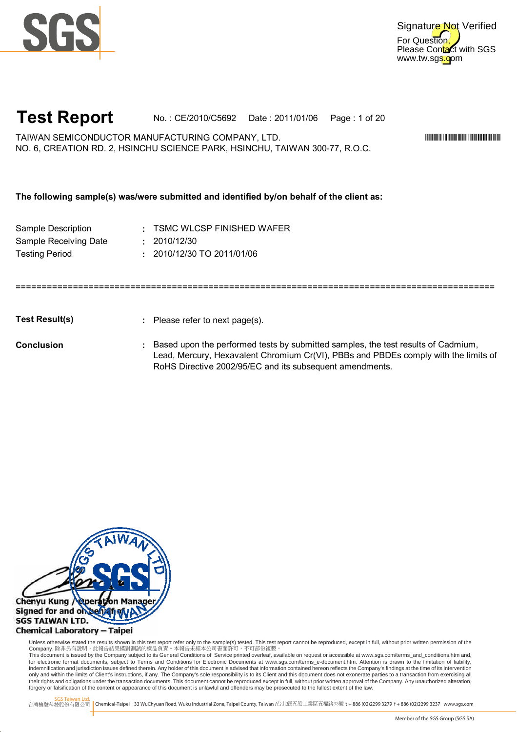SGS

Signature Not Verified
For Question,
Please Contact with SGS
www.tw.sgs.com

# Test Report

No. : CE/2010/C5692　Date : 2011/01/06

TAIWAN SEMICONDUCTOR MANUFACTURING COMPANY, LTD.
NO. 6, CREATION RD. 2, HSINCHU SCIENCE PARK, HSINCHU, TAIWAN 300-77, R.O.C.

**The following sample(s) was/were submitted and identified by/on behalf of the client as:**

| | | |
|---|---|---|
| Sample Description | : | TSMC WLCSP FINISHED WAFER |
| Sample Receiving Date | : | 2010/12/30 |
| Testing Period | : | 2010/12/30 TO 2011/01/06 |

==========================================================================================

**Test Result(s)** : Please refer to next page(s).

**Conclusion** : Based upon the performed tests by submitted samples, the test results of Cadmium, Lead, Mercury, Hexavalent Chromium Cr(VI), PBBs and PBDEs comply with the limits of RoHS Directive 2002/95/EC and its subsequent amendments.

Chenyu Kung / Operation Manager
Signed for and on behalf of
SGS TAIWAN LTD.
Chemical Laboratory – Taipei

Unless otherwise stated the results shown in this test report refer only to the sample(s) tested. This test report cannot be reproduced, except in full, without prior written permission of the Company. 除非另有說明，此報告結果僅對測試的樣品負責。本報告未經本公司書面許可，不可部份複製。
This document is issued by the Company subject to its General Conditions of Service printed overleaf, available on request or accessible at www.sgs.com/terms_and_conditions.htm and, for electronic format documents, subject to Terms and Conditions for Electronic Documents at www.sgs.com/terms_e-document.htm. Attention is drawn to the limitation of liability, indemnification and jurisdiction issues defined therein. Any holder of this document is advised that information contained hereon reflects the Company's findings at the time of its intervention only and within the limits of Client's instructions, if any. The Company's sole responsibility is to its Client and this document does not exonerate parties to a transaction from exercising all their rights and obligations under the transaction documents. This document cannot be reproduced except in full, without prior written approval of the Company. Any unauthorized alteration, forgery or falsification of the content or appearance of this document is unlawful and offenders may be prosecuted to the fullest extent of the law.

SGS Taiwan Ltd.
台灣檢驗科技股份有限公司 | Chemical-Taipei 33 WuChyuan Road, Wuku Industrial Zone, Taipei County, Taiwan /台北縣五股工業區五權路33號 t + 886 (02)2299 3279 f + 886 (02)2299 3237 www.sgs.com

Member of the SGS Group (SGS SA)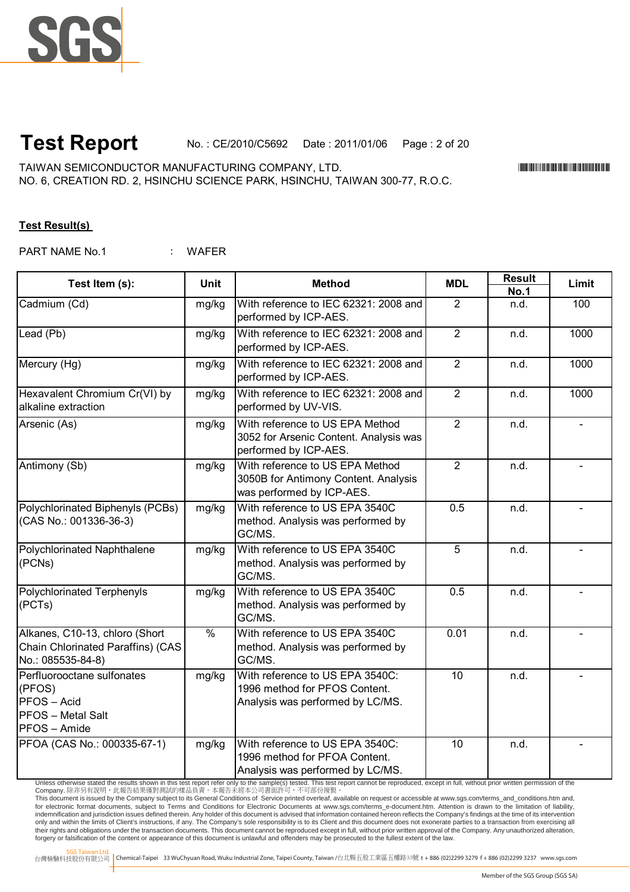# Test Report

No. : CE/2010/C5692 Date : 2011/01/06

TAIWAN SEMICONDUCTOR MANUFACTURING COMPANY, LTD.
NO. 6, CREATION RD. 2, HSINCHU SCIENCE PARK, HSINCHU, TAIWAN 300-77, R.O.C.

**Test Result(s)**

PART NAME No.1 : WAFER

| Test Item (s): | Unit | Method | MDL | Result No.1 | Limit |
|---|---|---|---|---|---|
| Cadmium (Cd) | mg/kg | With reference to IEC 62321: 2008 and performed by ICP-AES. | 2 | n.d. | 100 |
| Lead (Pb) | mg/kg | With reference to IEC 62321: 2008 and performed by ICP-AES. | 2 | n.d. | 1000 |
| Mercury (Hg) | mg/kg | With reference to IEC 62321: 2008 and performed by ICP-AES. | 2 | n.d. | 1000 |
| Hexavalent Chromium Cr(VI) by alkaline extraction | mg/kg | With reference to IEC 62321: 2008 and performed by UV-VIS. | 2 | n.d. | 1000 |
| Arsenic (As) | mg/kg | With reference to US EPA Method 3052 for Arsenic Content. Analysis was performed by ICP-AES. | 2 | n.d. | - |
| Antimony (Sb) | mg/kg | With reference to US EPA Method 3050B for Antimony Content. Analysis was performed by ICP-AES. | 2 | n.d. | - |
| Polychlorinated Biphenyls (PCBs) (CAS No.: 001336-36-3) | mg/kg | With reference to US EPA 3540C method. Analysis was performed by GC/MS. | 0.5 | n.d. | - |
| Polychlorinated Naphthalene (PCNs) | mg/kg | With reference to US EPA 3540C method. Analysis was performed by GC/MS. | 5 | n.d. | - |
| Polychlorinated Terphenyls (PCTs) | mg/kg | With reference to US EPA 3540C method. Analysis was performed by GC/MS. | 0.5 | n.d. | - |
| Alkanes, C10-13, chloro (Short Chain Chlorinated Paraffins) (CAS No.: 085535-84-8) | % | With reference to US EPA 3540C method. Analysis was performed by GC/MS. | 0.01 | n.d. | - |
| Perfluorooctane sulfonates (PFOS)<br>PFOS – Acid<br>PFOS – Metal Salt<br>PFOS – Amide | mg/kg | With reference to US EPA 3540C: 1996 method for PFOS Content. Analysis was performed by LC/MS. | 10 | n.d. | - |
| PFOA (CAS No.: 000335-67-1) | mg/kg | With reference to US EPA 3540C: 1996 method for PFOA Content. Analysis was performed by LC/MS. | 10 | n.d. | - |

Unless otherwise stated the results shown in this test report refer only to the sample(s) tested. This test report cannot be reproduced, except in full, without prior written permission of the Company. 除非另有說明，此報告結果僅對測試的樣品負責。本報告未經本公司書面許可，不可部份複製。
This document is issued by the Company subject to its General Conditions of Service printed overleaf, available on request or accessible at www.sgs.com/terms_and_conditions.htm and, for electronic format documents, subject to Terms and Conditions for Electronic Documents at www.sgs.com/terms_e-document.htm. Attention is drawn to the limitation of liability, indemnification and jurisdiction issues defined therein. Any holder of this document is advised that information contained hereon reflects the Company's findings at the time of its intervention only and within the limits of Client's instructions, if any. The Company's sole responsibility is to its Client and this document does not exonerate parties to a transaction from exercising all their rights and obligations under the transaction documents. This document cannot be reproduced except in full, without prior written approval of the Company. Any unauthorized alteration, forgery or falsification of the content or appearance of this document is unlawful and offenders may be prosecuted to the fullest extent of the law.

SGS Taiwan Ltd. 台灣檢驗科技股份有限公司 | Chemical-Taipei 33 WuChyuan Road, Wuku Industrial Zone, Taipei County, Taiwan /台北縣五股工業區五權路33號 t + 886 (02)2299 3279 f + 886 (02)2299 3237 www.sgs.com

Member of the SGS Group (SGS SA)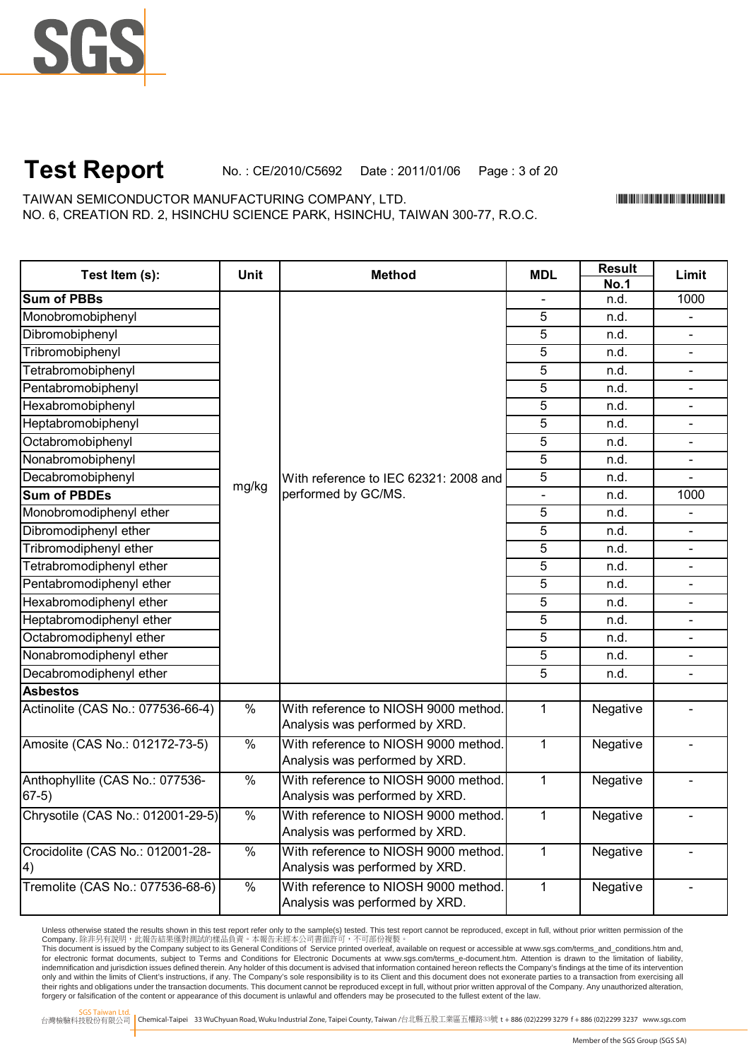# Test Report

No. : CE/2010/C5692 Date : 2011/01/06

TAIWAN SEMICONDUCTOR MANUFACTURING COMPANY, LTD.
NO. 6, CREATION RD. 2, HSINCHU SCIENCE PARK, HSINCHU, TAIWAN 300-77, R.O.C.

| Test Item (s): | Unit | Method | MDL | Result No.1 | Limit |
|---|---|---|---|---|---|
| **Sum of PBBs** | mg/kg | With reference to IEC 62321: 2008 and performed by GC/MS. | - | n.d. | 1000 |
| Monobromobiphenyl | | | 5 | n.d. | - |
| Dibromobiphenyl | | | 5 | n.d. | - |
| Tribromobiphenyl | | | 5 | n.d. | - |
| Tetrabromobiphenyl | | | 5 | n.d. | - |
| Pentabromobiphenyl | | | 5 | n.d. | - |
| Hexabromobiphenyl | | | 5 | n.d. | - |
| Heptabromobiphenyl | | | 5 | n.d. | - |
| Octabromobiphenyl | | | 5 | n.d. | - |
| Nonabromobiphenyl | | | 5 | n.d. | - |
| Decabromobiphenyl | | | 5 | n.d. | - |
| **Sum of PBDEs** | | | - | n.d. | 1000 |
| Monobromodiphenyl ether | | | 5 | n.d. | - |
| Dibromodiphenyl ether | | | 5 | n.d. | - |
| Tribromodiphenyl ether | | | 5 | n.d. | - |
| Tetrabromodiphenyl ether | | | 5 | n.d. | - |
| Pentabromodiphenyl ether | | | 5 | n.d. | - |
| Hexabromodiphenyl ether | | | 5 | n.d. | - |
| Heptabromodiphenyl ether | | | 5 | n.d. | - |
| Octabromodiphenyl ether | | | 5 | n.d. | - |
| Nonabromodiphenyl ether | | | 5 | n.d. | - |
| Decabromodiphenyl ether | | | 5 | n.d. | - |
| **Asbestos** | | | | | |
| Actinolite (CAS No.: 077536-66-4) | % | With reference to NIOSH 9000 method. Analysis was performed by XRD. | 1 | Negative | - |
| Amosite (CAS No.: 012172-73-5) | % | With reference to NIOSH 9000 method. Analysis was performed by XRD. | 1 | Negative | - |
| Anthophyllite (CAS No.: 077536-67-5) | % | With reference to NIOSH 9000 method. Analysis was performed by XRD. | 1 | Negative | - |
| Chrysotile (CAS No.: 012001-29-5) | % | With reference to NIOSH 9000 method. Analysis was performed by XRD. | 1 | Negative | - |
| Crocidolite (CAS No.: 012001-28-4) | % | With reference to NIOSH 9000 method. Analysis was performed by XRD. | 1 | Negative | - |
| Tremolite (CAS No.: 077536-68-6) | % | With reference to NIOSH 9000 method. Analysis was performed by XRD. | 1 | Negative | - |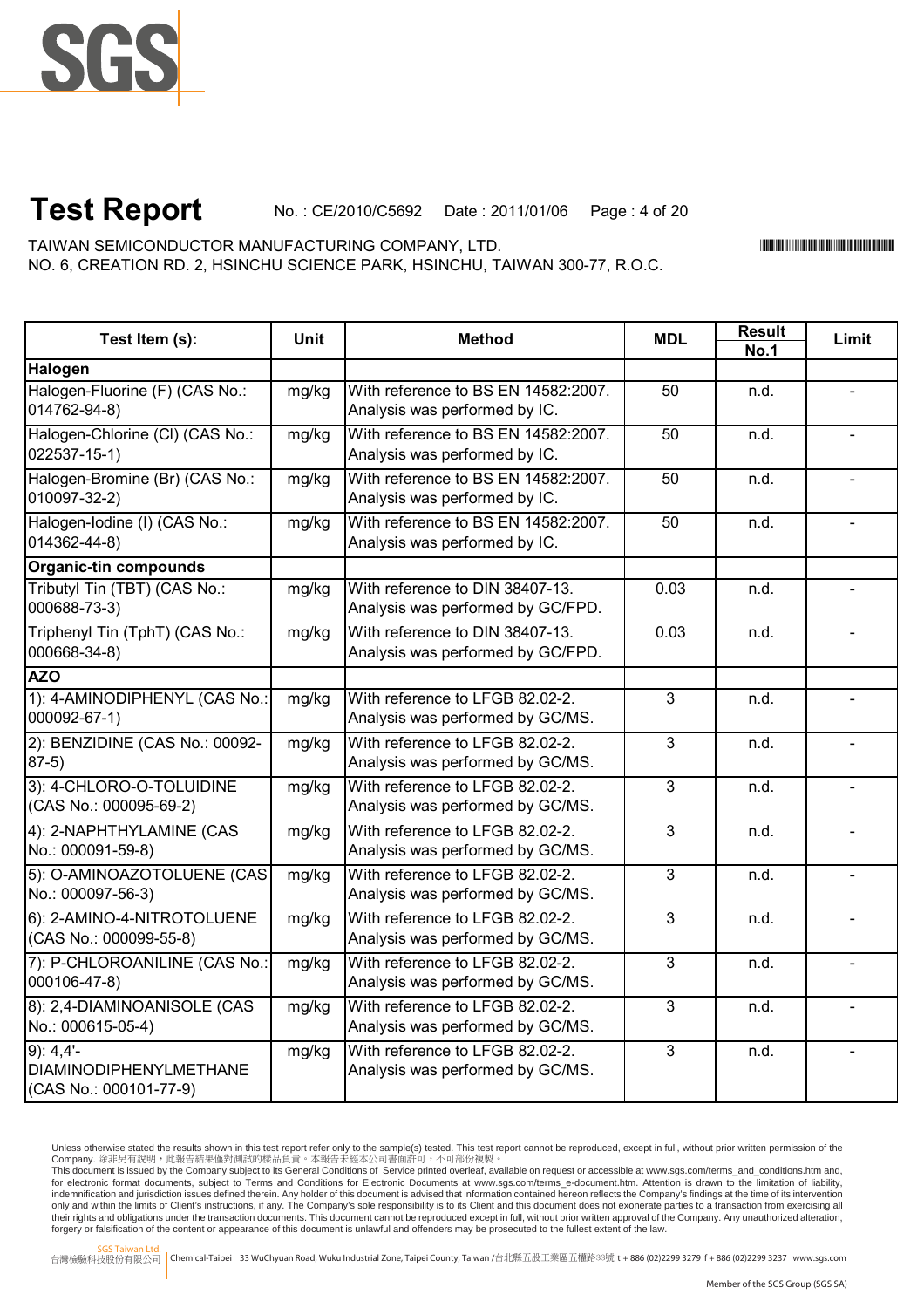# Test Report

No. : CE/2010/C5692 Date : 2011/01/06

TAIWAN SEMICONDUCTOR MANUFACTURING COMPANY, LTD.
NO. 6, CREATION RD. 2, HSINCHU SCIENCE PARK, HSINCHU, TAIWAN 300-77, R.O.C.

| Test Item (s): | Unit | Method | MDL | Result No.1 | Limit |
|---|---|---|---|---|---|
| **Halogen** | | | | | |
| Halogen-Fluorine (F) (CAS No.: 014762-94-8) | mg/kg | With reference to BS EN 14582:2007. Analysis was performed by IC. | 50 | n.d. | - |
| Halogen-Chlorine (Cl) (CAS No.: 022537-15-1) | mg/kg | With reference to BS EN 14582:2007. Analysis was performed by IC. | 50 | n.d. | - |
| Halogen-Bromine (Br) (CAS No.: 010097-32-2) | mg/kg | With reference to BS EN 14582:2007. Analysis was performed by IC. | 50 | n.d. | - |
| Halogen-Iodine (I) (CAS No.: 014362-44-8) | mg/kg | With reference to BS EN 14582:2007. Analysis was performed by IC. | 50 | n.d. | - |
| **Organic-tin compounds** | | | | | |
| Tributyl Tin (TBT) (CAS No.: 000688-73-3) | mg/kg | With reference to DIN 38407-13. Analysis was performed by GC/FPD. | 0.03 | n.d. | - |
| Triphenyl Tin (TphT) (CAS No.: 000668-34-8) | mg/kg | With reference to DIN 38407-13. Analysis was performed by GC/FPD. | 0.03 | n.d. | - |
| **AZO** | | | | | |
| 1): 4-AMINODIPHENYL (CAS No.: 000092-67-1) | mg/kg | With reference to LFGB 82.02-2. Analysis was performed by GC/MS. | 3 | n.d. | - |
| 2): BENZIDINE (CAS No.: 00092-87-5) | mg/kg | With reference to LFGB 82.02-2. Analysis was performed by GC/MS. | 3 | n.d. | - |
| 3): 4-CHLORO-O-TOLUIDINE (CAS No.: 000095-69-2) | mg/kg | With reference to LFGB 82.02-2. Analysis was performed by GC/MS. | 3 | n.d. | - |
| 4): 2-NAPHTHYLAMINE (CAS No.: 000091-59-8) | mg/kg | With reference to LFGB 82.02-2. Analysis was performed by GC/MS. | 3 | n.d. | - |
| 5): O-AMINOAZOTOLUENE (CAS No.: 000097-56-3) | mg/kg | With reference to LFGB 82.02-2. Analysis was performed by GC/MS. | 3 | n.d. | - |
| 6): 2-AMINO-4-NITROTOLUENE (CAS No.: 000099-55-8) | mg/kg | With reference to LFGB 82.02-2. Analysis was performed by GC/MS. | 3 | n.d. | - |
| 7): P-CHLOROANILINE (CAS No.: 000106-47-8) | mg/kg | With reference to LFGB 82.02-2. Analysis was performed by GC/MS. | 3 | n.d. | - |
| 8): 2,4-DIAMINOANISOLE (CAS No.: 000615-05-4) | mg/kg | With reference to LFGB 82.02-2. Analysis was performed by GC/MS. | 3 | n.d. | - |
| 9): 4,4'-DIAMINODIPHENYLMETHANE (CAS No.: 000101-77-9) | mg/kg | With reference to LFGB 82.02-2. Analysis was performed by GC/MS. | 3 | n.d. | - |

Unless otherwise stated the results shown in this test report refer only to the sample(s) tested. This test report cannot be reproduced, except in full, without prior written permission of the Company. 除非另有說明，此報告結果僅對測試的樣品負責。本報告未經本公司書面許可，不可部份複製。
This document is issued by the Company subject to its General Conditions of Service printed overleaf, available on request or accessible at www.sgs.com/terms_and_conditions.htm and, for electronic format documents, subject to Terms and Conditions for Electronic Documents at www.sgs.com/terms_e-document.htm. Attention is drawn to the limitation of liability, indemnification and jurisdiction issues defined therein. Any holder of this document is advised that information contained hereon reflects the Company's findings at the time of its intervention only and within the limits of Client's instructions, if any. The Company's sole responsibility is to its Client and this document does not exonerate parties to a transaction from exercising all their rights and obligations under the transaction documents. This document cannot be reproduced except in full, without prior written approval of the Company. Any unauthorized alteration, forgery or falsification of the content or appearance of this document is unlawful and offenders may be prosecuted to the fullest extent of the law.

SGS Taiwan Ltd. 台灣檢驗科技股份有限公司 | Chemical-Taipei 33 WuChyuan Road, Wuku Industrial Zone, Taipei County, Taiwan /台北縣五股工業區五權路33號 t + 886 (02)2299 3279 f + 886 (02)2299 3237 www.sgs.com

Member of the SGS Group (SGS SA)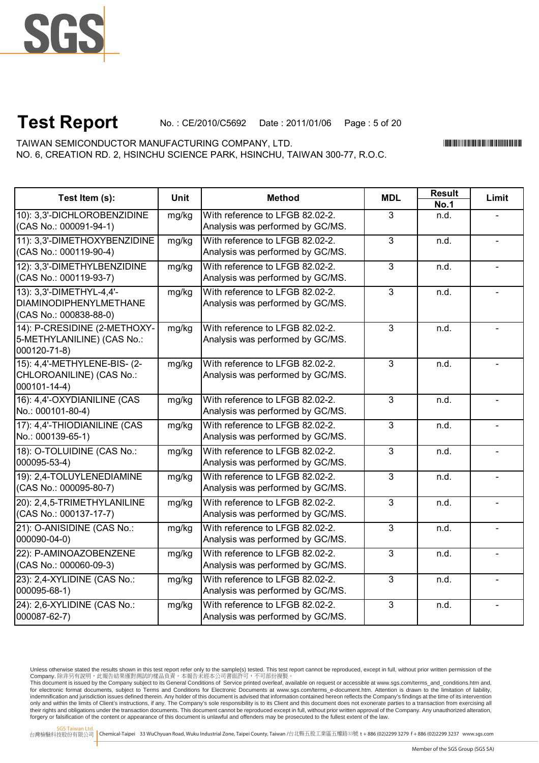# Test Report

No. : CE/2010/C5692 Date : 2011/01/06

TAIWAN SEMICONDUCTOR MANUFACTURING COMPANY, LTD.
NO. 6, CREATION RD. 2, HSINCHU SCIENCE PARK, HSINCHU, TAIWAN 300-77, R.O.C.

| Test Item (s): | Unit | Method | MDL | Result No.1 | Limit |
|---|---|---|---|---|---|
| 10): 3,3'-DICHLOROBENZIDINE (CAS No.: 000091-94-1) | mg/kg | With reference to LFGB 82.02-2. Analysis was performed by GC/MS. | 3 | n.d. | - |
| 11): 3,3'-DIMETHOXYBENZIDINE (CAS No.: 000119-90-4) | mg/kg | With reference to LFGB 82.02-2. Analysis was performed by GC/MS. | 3 | n.d. | - |
| 12): 3,3'-DIMETHYLBENZIDINE (CAS No.: 000119-93-7) | mg/kg | With reference to LFGB 82.02-2. Analysis was performed by GC/MS. | 3 | n.d. | - |
| 13): 3,3'-DIMETHYL-4,4'-DIAMINODIPHENYLMETHANE (CAS No.: 000838-88-0) | mg/kg | With reference to LFGB 82.02-2. Analysis was performed by GC/MS. | 3 | n.d. | - |
| 14): P-CRESIDINE (2-METHOXY-5-METHYLANILINE) (CAS No.: 000120-71-8) | mg/kg | With reference to LFGB 82.02-2. Analysis was performed by GC/MS. | 3 | n.d. | - |
| 15): 4,4'-METHYLENE-BIS- (2-CHLOROANILINE) (CAS No.: 000101-14-4) | mg/kg | With reference to LFGB 82.02-2. Analysis was performed by GC/MS. | 3 | n.d. | - |
| 16): 4,4'-OXYDIANILINE (CAS No.: 000101-80-4) | mg/kg | With reference to LFGB 82.02-2. Analysis was performed by GC/MS. | 3 | n.d. | - |
| 17): 4,4'-THIODIANILINE (CAS No.: 000139-65-1) | mg/kg | With reference to LFGB 82.02-2. Analysis was performed by GC/MS. | 3 | n.d. | - |
| 18): O-TOLUIDINE (CAS No.: 000095-53-4) | mg/kg | With reference to LFGB 82.02-2. Analysis was performed by GC/MS. | 3 | n.d. | - |
| 19): 2,4-TOLUYLENEDIAMINE (CAS No.: 000095-80-7) | mg/kg | With reference to LFGB 82.02-2. Analysis was performed by GC/MS. | 3 | n.d. | - |
| 20): 2,4,5-TRIMETHYLANILINE (CAS No.: 000137-17-7) | mg/kg | With reference to LFGB 82.02-2. Analysis was performed by GC/MS. | 3 | n.d. | - |
| 21): O-ANISIDINE (CAS No.: 000090-04-0) | mg/kg | With reference to LFGB 82.02-2. Analysis was performed by GC/MS. | 3 | n.d. | - |
| 22): P-AMINOAZOBENZENE (CAS No.: 000060-09-3) | mg/kg | With reference to LFGB 82.02-2. Analysis was performed by GC/MS. | 3 | n.d. | - |
| 23): 2,4-XYLIDINE (CAS No.: 000095-68-1) | mg/kg | With reference to LFGB 82.02-2. Analysis was performed by GC/MS. | 3 | n.d. | - |
| 24): 2,6-XYLIDINE (CAS No.: 000087-62-7) | mg/kg | With reference to LFGB 82.02-2. Analysis was performed by GC/MS. | 3 | n.d. | - |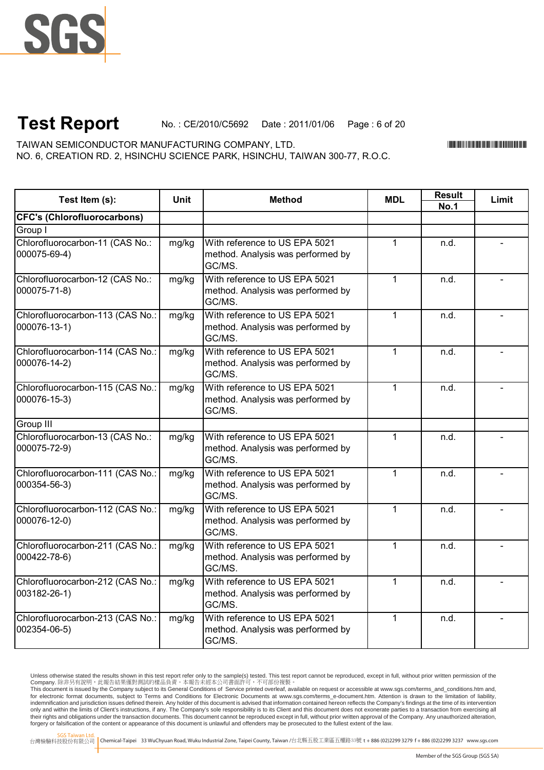# Test Report

No. : CE/2010/C5692 Date : 2011/01/06

TAIWAN SEMICONDUCTOR MANUFACTURING COMPANY, LTD.
NO. 6, CREATION RD. 2, HSINCHU SCIENCE PARK, HSINCHU, TAIWAN 300-77, R.O.C.

| Test Item (s): | Unit | Method | MDL | Result | Limit |
|---|---|---|---|---|---|
| | | | | No.1 | |
| **CFC's (Chlorofluorocarbons)** | | | | | |
| Group I | | | | | |
| Chlorofluorocarbon-11 (CAS No.: 000075-69-4) | mg/kg | With reference to US EPA 5021 method. Analysis was performed by GC/MS. | 1 | n.d. | - |
| Chlorofluorocarbon-12 (CAS No.: 000075-71-8) | mg/kg | With reference to US EPA 5021 method. Analysis was performed by GC/MS. | 1 | n.d. | - |
| Chlorofluorocarbon-113 (CAS No.: 000076-13-1) | mg/kg | With reference to US EPA 5021 method. Analysis was performed by GC/MS. | 1 | n.d. | - |
| Chlorofluorocarbon-114 (CAS No.: 000076-14-2) | mg/kg | With reference to US EPA 5021 method. Analysis was performed by GC/MS. | 1 | n.d. | - |
| Chlorofluorocarbon-115 (CAS No.: 000076-15-3) | mg/kg | With reference to US EPA 5021 method. Analysis was performed by GC/MS. | 1 | n.d. | - |
| Group III | | | | | |
| Chlorofluorocarbon-13 (CAS No.: 000075-72-9) | mg/kg | With reference to US EPA 5021 method. Analysis was performed by GC/MS. | 1 | n.d. | - |
| Chlorofluorocarbon-111 (CAS No.: 000354-56-3) | mg/kg | With reference to US EPA 5021 method. Analysis was performed by GC/MS. | 1 | n.d. | - |
| Chlorofluorocarbon-112 (CAS No.: 000076-12-0) | mg/kg | With reference to US EPA 5021 method. Analysis was performed by GC/MS. | 1 | n.d. | - |
| Chlorofluorocarbon-211 (CAS No.: 000422-78-6) | mg/kg | With reference to US EPA 5021 method. Analysis was performed by GC/MS. | 1 | n.d. | - |
| Chlorofluorocarbon-212 (CAS No.: 003182-26-1) | mg/kg | With reference to US EPA 5021 method. Analysis was performed by GC/MS. | 1 | n.d. | - |
| Chlorofluorocarbon-213 (CAS No.: 002354-06-5) | mg/kg | With reference to US EPA 5021 method. Analysis was performed by GC/MS. | 1 | n.d. | - |

Unless otherwise stated the results shown in this test report refer only to the sample(s) tested. This test report cannot be reproduced, except in full, without prior written permission of the Company. 除非另有說明，此報告結果僅對測試的樣品負責。本報告未經本公司書面許可，不可部份複製。
This document is issued by the Company subject to its General Conditions of Service printed overleaf, available on request or accessible at www.sgs.com/terms_and_conditions.htm and, for electronic format documents, subject to Terms and Conditions for Electronic Documents at www.sgs.com/terms_e-document.htm. Attention is drawn to the limitation of liability, indemnification and jurisdiction issues defined therein. Any holder of this document is advised that information contained hereon reflects the Company's findings at the time of its intervention only and within the limits of Client's instructions, if any. The Company's sole responsibility is to its Client and this document does not exonerate parties to a transaction from exercising all their rights and obligations under the transaction documents. This document cannot be reproduced except in full, without prior written approval of the Company. Any unauthorized alteration, forgery or falsification of the content or appearance of this document is unlawful and offenders may be prosecuted to the fullest extent of the law.

SGS Taiwan Ltd. 台灣檢驗科技股份有限公司 | Chemical-Taipei 33 WuChyuan Road, Wuku Industrial Zone, Taipei County, Taiwan /台北縣五股工業區五權路33號 t + 886 (02)2299 3279 f + 886 (02)2299 3237 www.sgs.com

Member of the SGS Group (SGS SA)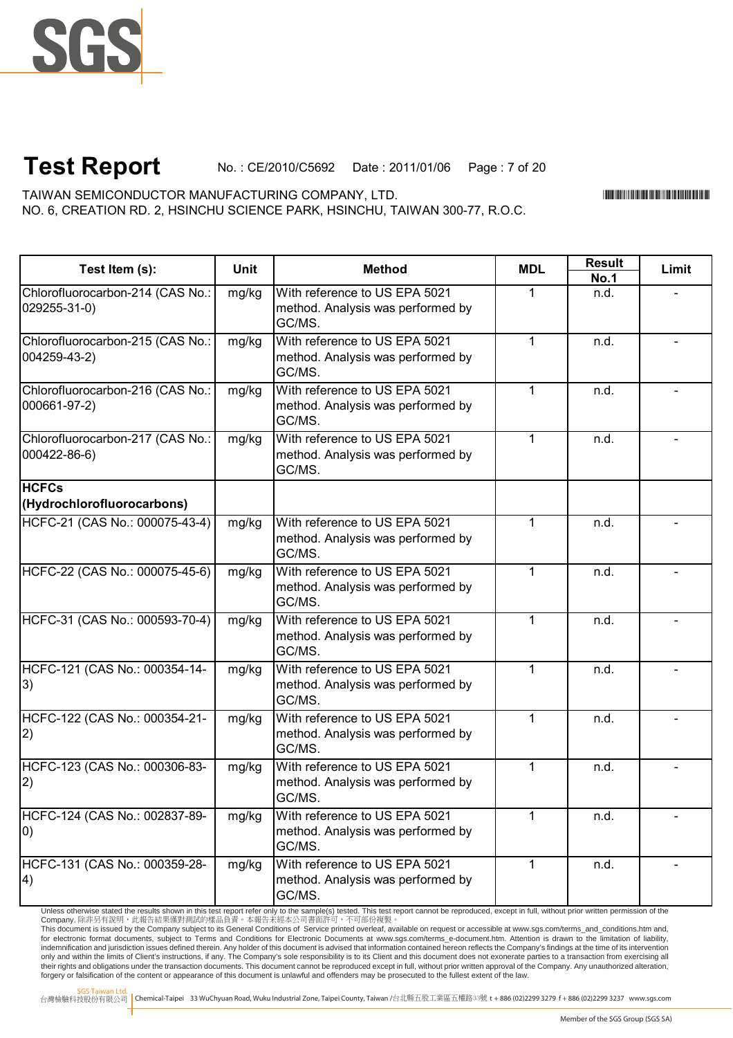# Test Report

No. : CE/2010/C5692 Date : 2011/01/06

TAIWAN SEMICONDUCTOR MANUFACTURING COMPANY, LTD.
NO. 6, CREATION RD. 2, HSINCHU SCIENCE PARK, HSINCHU, TAIWAN 300-77, R.O.C.

| Test Item (s): | Unit | Method | MDL | Result | Limit |
|---|---|---|---|---|---|
| | | | | No.1 | |
| Chlorofluorocarbon-214 (CAS No.: 029255-31-0) | mg/kg | With reference to US EPA 5021 method. Analysis was performed by GC/MS. | 1 | n.d. | - |
| Chlorofluorocarbon-215 (CAS No.: 004259-43-2) | mg/kg | With reference to US EPA 5021 method. Analysis was performed by GC/MS. | 1 | n.d. | - |
| Chlorofluorocarbon-216 (CAS No.: 000661-97-2) | mg/kg | With reference to US EPA 5021 method. Analysis was performed by GC/MS. | 1 | n.d. | - |
| Chlorofluorocarbon-217 (CAS No.: 000422-86-6) | mg/kg | With reference to US EPA 5021 method. Analysis was performed by GC/MS. | 1 | n.d. | - |
| **HCFCs (Hydrochlorofluorocarbons)** | | | | | |
| HCFC-21 (CAS No.: 000075-43-4) | mg/kg | With reference to US EPA 5021 method. Analysis was performed by GC/MS. | 1 | n.d. | - |
| HCFC-22 (CAS No.: 000075-45-6) | mg/kg | With reference to US EPA 5021 method. Analysis was performed by GC/MS. | 1 | n.d. | - |
| HCFC-31 (CAS No.: 000593-70-4) | mg/kg | With reference to US EPA 5021 method. Analysis was performed by GC/MS. | 1 | n.d. | - |
| HCFC-121 (CAS No.: 000354-14-3) | mg/kg | With reference to US EPA 5021 method. Analysis was performed by GC/MS. | 1 | n.d. | - |
| HCFC-122 (CAS No.: 000354-21-2) | mg/kg | With reference to US EPA 5021 method. Analysis was performed by GC/MS. | 1 | n.d. | - |
| HCFC-123 (CAS No.: 000306-83-2) | mg/kg | With reference to US EPA 5021 method. Analysis was performed by GC/MS. | 1 | n.d. | - |
| HCFC-124 (CAS No.: 002837-89-0) | mg/kg | With reference to US EPA 5021 method. Analysis was performed by GC/MS. | 1 | n.d. | - |
| HCFC-131 (CAS No.: 000359-28-4) | mg/kg | With reference to US EPA 5021 method. Analysis was performed by GC/MS. | 1 | n.d. | - |

Unless otherwise stated the results shown in this test report refer only to the sample(s) tested. This test report cannot be reproduced, except in full, without prior written permission of the Company. 除非另有說明，此報告結果僅對測試的樣品負責。本報告未經本公司書面許可，不可部份複製。
This document is issued by the Company subject to its General Conditions of Service printed overleaf, available on request or accessible at www.sgs.com/terms_and_conditions.htm and, for electronic format documents, subject to Terms and Conditions for Electronic Documents at www.sgs.com/terms_e-document.htm. Attention is drawn to the limitation of liability, indemnification and jurisdiction issues defined therein. Any holder of this document is advised that information contained hereon reflects the Company's findings at the time of its intervention only and within the limits of Client's instructions, if any. The Company's sole responsibility is to its Client and this document does not exonerate parties to a transaction from exercising all their rights and obligations under the transaction documents. This document cannot be reproduced except in full, without prior written approval of the Company. Any unauthorized alteration, forgery or falsification of the content or appearance of this document is unlawful and offenders may be prosecuted to the fullest extent of the law.

SGS Taiwan Ltd. 台灣檢驗科技股份有限公司 | Chemical-Taipei 33 WuChyuan Road, Wuku Industrial Zone, Taipei County, Taiwan /台北縣五股工業區五權路33號 t + 886 (02)2299 3279 f + 886 (02)2299 3237 www.sgs.com

Member of the SGS Group (SGS SA)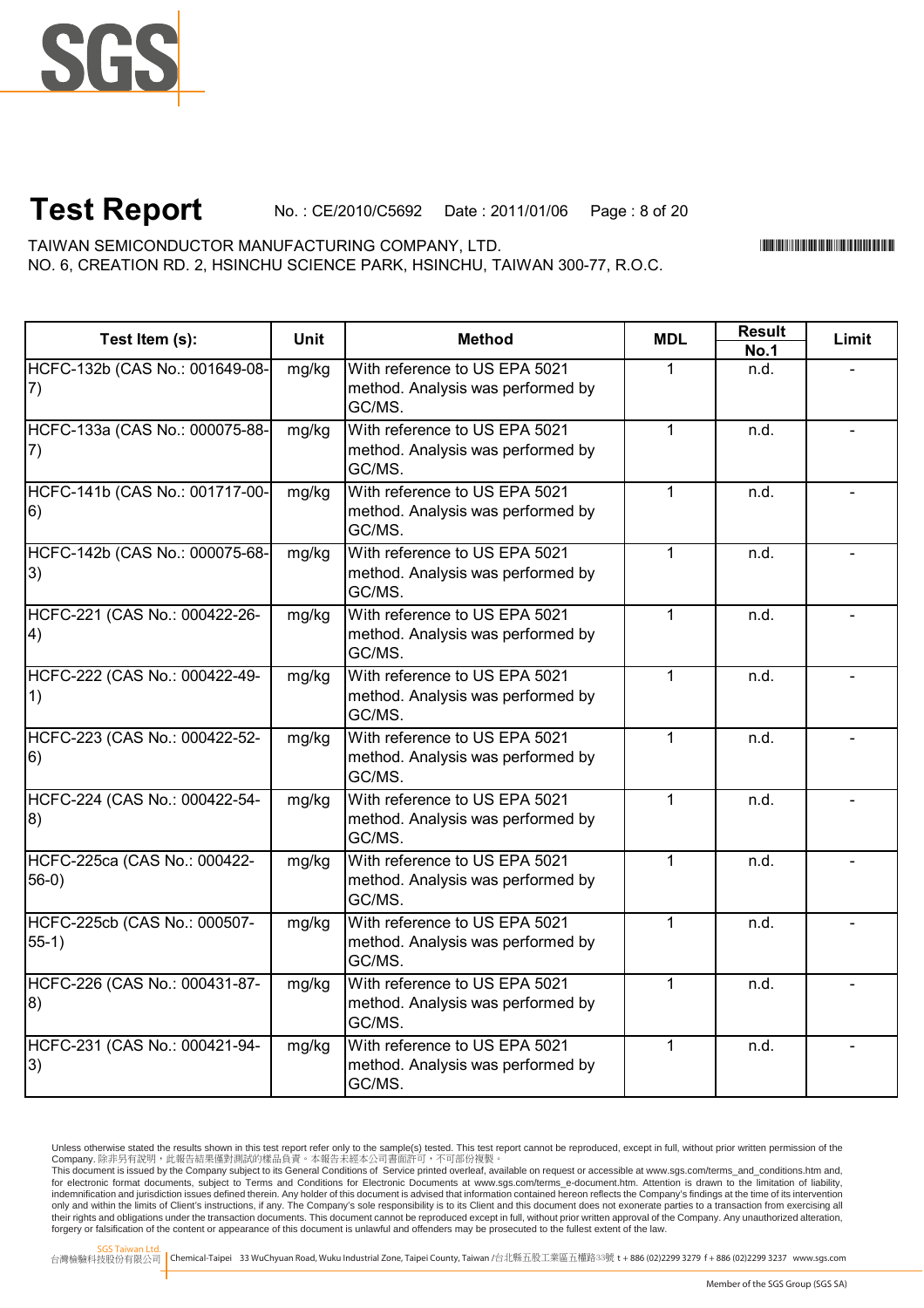# Test Report

No. : CE/2010/C5692 Date : 2011/01/06

TAIWAN SEMICONDUCTOR MANUFACTURING COMPANY, LTD.
NO. 6, CREATION RD. 2, HSINCHU SCIENCE PARK, HSINCHU, TAIWAN 300-77, R.O.C.

| Test Item (s): | Unit | Method | MDL | Result | Limit |
|---|---|---|---|---|---|
| | | | | No.1 | |
| HCFC-132b (CAS No.: 001649-08-7) | mg/kg | With reference to US EPA 5021 method. Analysis was performed by GC/MS. | 1 | n.d. | - |
| HCFC-133a (CAS No.: 000075-88-7) | mg/kg | With reference to US EPA 5021 method. Analysis was performed by GC/MS. | 1 | n.d. | - |
| HCFC-141b (CAS No.: 001717-00-6) | mg/kg | With reference to US EPA 5021 method. Analysis was performed by GC/MS. | 1 | n.d. | - |
| HCFC-142b (CAS No.: 000075-68-3) | mg/kg | With reference to US EPA 5021 method. Analysis was performed by GC/MS. | 1 | n.d. | - |
| HCFC-221 (CAS No.: 000422-26-4) | mg/kg | With reference to US EPA 5021 method. Analysis was performed by GC/MS. | 1 | n.d. | - |
| HCFC-222 (CAS No.: 000422-49-1) | mg/kg | With reference to US EPA 5021 method. Analysis was performed by GC/MS. | 1 | n.d. | - |
| HCFC-223 (CAS No.: 000422-52-6) | mg/kg | With reference to US EPA 5021 method. Analysis was performed by GC/MS. | 1 | n.d. | - |
| HCFC-224 (CAS No.: 000422-54-8) | mg/kg | With reference to US EPA 5021 method. Analysis was performed by GC/MS. | 1 | n.d. | - |
| HCFC-225ca (CAS No.: 000422-56-0) | mg/kg | With reference to US EPA 5021 method. Analysis was performed by GC/MS. | 1 | n.d. | - |
| HCFC-225cb (CAS No.: 000507-55-1) | mg/kg | With reference to US EPA 5021 method. Analysis was performed by GC/MS. | 1 | n.d. | - |
| HCFC-226 (CAS No.: 000431-87-8) | mg/kg | With reference to US EPA 5021 method. Analysis was performed by GC/MS. | 1 | n.d. | - |
| HCFC-231 (CAS No.: 000421-94-3) | mg/kg | With reference to US EPA 5021 method. Analysis was performed by GC/MS. | 1 | n.d. | - |

Unless otherwise stated the results shown in this test report refer only to the sample(s) tested. This test report cannot be reproduced, except in full, without prior written permission of the Company. 除非另有說明，此報告結果僅對測試的樣品負責。本報告未經本公司書面許可，不可部份複製。
This document is issued by the Company subject to its General Conditions of Service printed overleaf, available on request or accessible at www.sgs.com/terms_and_conditions.htm and, for electronic format documents, subject to Terms and Conditions for Electronic Documents at www.sgs.com/terms_e-document.htm. Attention is drawn to the limitation of liability, indemnification and jurisdiction issues defined therein. Any holder of this document is advised that information contained hereon reflects the Company's findings at the time of its intervention only and within the limits of Client's instructions, if any. The Company's sole responsibility is to its Client and this document does not exonerate parties to a transaction from exercising all their rights and obligations under the transaction documents. This document cannot be reproduced except in full, without prior written approval of the Company. Any unauthorized alteration, forgery or falsification of the content or appearance of this document is unlawful and offenders may be prosecuted to the fullest extent of the law.

SGS Taiwan Ltd. 台灣檢驗科技股份有限公司 | Chemical-Taipei 33 WuChyuan Road, Wuku Industrial Zone, Taipei County, Taiwan /台北縣五股工業區五權路33號 t + 886 (02)2299 3279 f + 886 (02)2299 3237 www.sgs.com

Member of the SGS Group (SGS SA)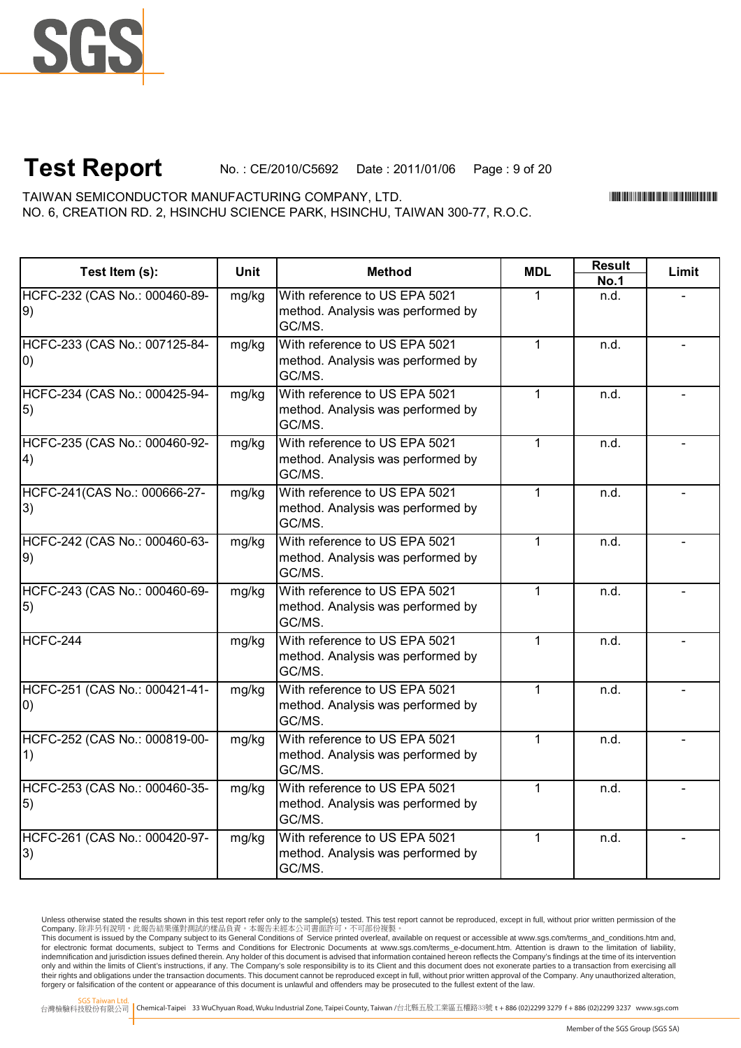# Test Report

No. : CE/2010/C5692 Date : 2011/01/06

TAIWAN SEMICONDUCTOR MANUFACTURING COMPANY, LTD.
NO. 6, CREATION RD. 2, HSINCHU SCIENCE PARK, HSINCHU, TAIWAN 300-77, R.O.C.

| Test Item (s): | Unit | Method | MDL | Result | Limit |
|---|---|---|---|---|---|
| | | | | No.1 | |
| HCFC-232 (CAS No.: 000460-89-9) | mg/kg | With reference to US EPA 5021 method. Analysis was performed by GC/MS. | 1 | n.d. | - |
| HCFC-233 (CAS No.: 007125-84-0) | mg/kg | With reference to US EPA 5021 method. Analysis was performed by GC/MS. | 1 | n.d. | - |
| HCFC-234 (CAS No.: 000425-94-5) | mg/kg | With reference to US EPA 5021 method. Analysis was performed by GC/MS. | 1 | n.d. | - |
| HCFC-235 (CAS No.: 000460-92-4) | mg/kg | With reference to US EPA 5021 method. Analysis was performed by GC/MS. | 1 | n.d. | - |
| HCFC-241(CAS No.: 000666-27-3) | mg/kg | With reference to US EPA 5021 method. Analysis was performed by GC/MS. | 1 | n.d. | - |
| HCFC-242 (CAS No.: 000460-63-9) | mg/kg | With reference to US EPA 5021 method. Analysis was performed by GC/MS. | 1 | n.d. | - |
| HCFC-243 (CAS No.: 000460-69-5) | mg/kg | With reference to US EPA 5021 method. Analysis was performed by GC/MS. | 1 | n.d. | - |
| HCFC-244 | mg/kg | With reference to US EPA 5021 method. Analysis was performed by GC/MS. | 1 | n.d. | - |
| HCFC-251 (CAS No.: 000421-41-0) | mg/kg | With reference to US EPA 5021 method. Analysis was performed by GC/MS. | 1 | n.d. | - |
| HCFC-252 (CAS No.: 000819-00-1) | mg/kg | With reference to US EPA 5021 method. Analysis was performed by GC/MS. | 1 | n.d. | - |
| HCFC-253 (CAS No.: 000460-35-5) | mg/kg | With reference to US EPA 5021 method. Analysis was performed by GC/MS. | 1 | n.d. | - |
| HCFC-261 (CAS No.: 000420-97-3) | mg/kg | With reference to US EPA 5021 method. Analysis was performed by GC/MS. | 1 | n.d. | - |

Unless otherwise stated the results shown in this test report refer only to the sample(s) tested. This test report cannot be reproduced, except in full, without prior written permission of the Company. 除非另有說明，此報告結果僅對測試的樣品負責。本報告未經本公司書面許可，不可部份複製。
This document is issued by the Company subject to its General Conditions of Service printed overleaf, available on request or accessible at www.sgs.com/terms_and_conditions.htm and, for electronic format documents, subject to Terms and Conditions for Electronic Documents at www.sgs.com/terms_e-document.htm. Attention is drawn to the limitation of liability, indemnification and jurisdiction issues defined therein. Any holder of this document is advised that information contained hereon reflects the Company's findings at the time of its intervention only and within the limits of Client's instructions, if any. The Company's sole responsibility is to its Client and this document does not exonerate parties to a transaction from exercising all their rights and obligations under the transaction documents. This document cannot be reproduced except in full, without prior written approval of the Company. Any unauthorized alteration, forgery or falsification of the content or appearance of this document is unlawful and offenders may be prosecuted to the fullest extent of the law.

SGS Taiwan Ltd. 台灣檢驗科技股份有限公司 | Chemical-Taipei 33 WuChyuan Road, Wuku Industrial Zone, Taipei County, Taiwan /台北縣五股工業區五權路33號 t + 886 (02)2299 3279 f + 886 (02)2299 3237 www.sgs.com

Member of the SGS Group (SGS SA)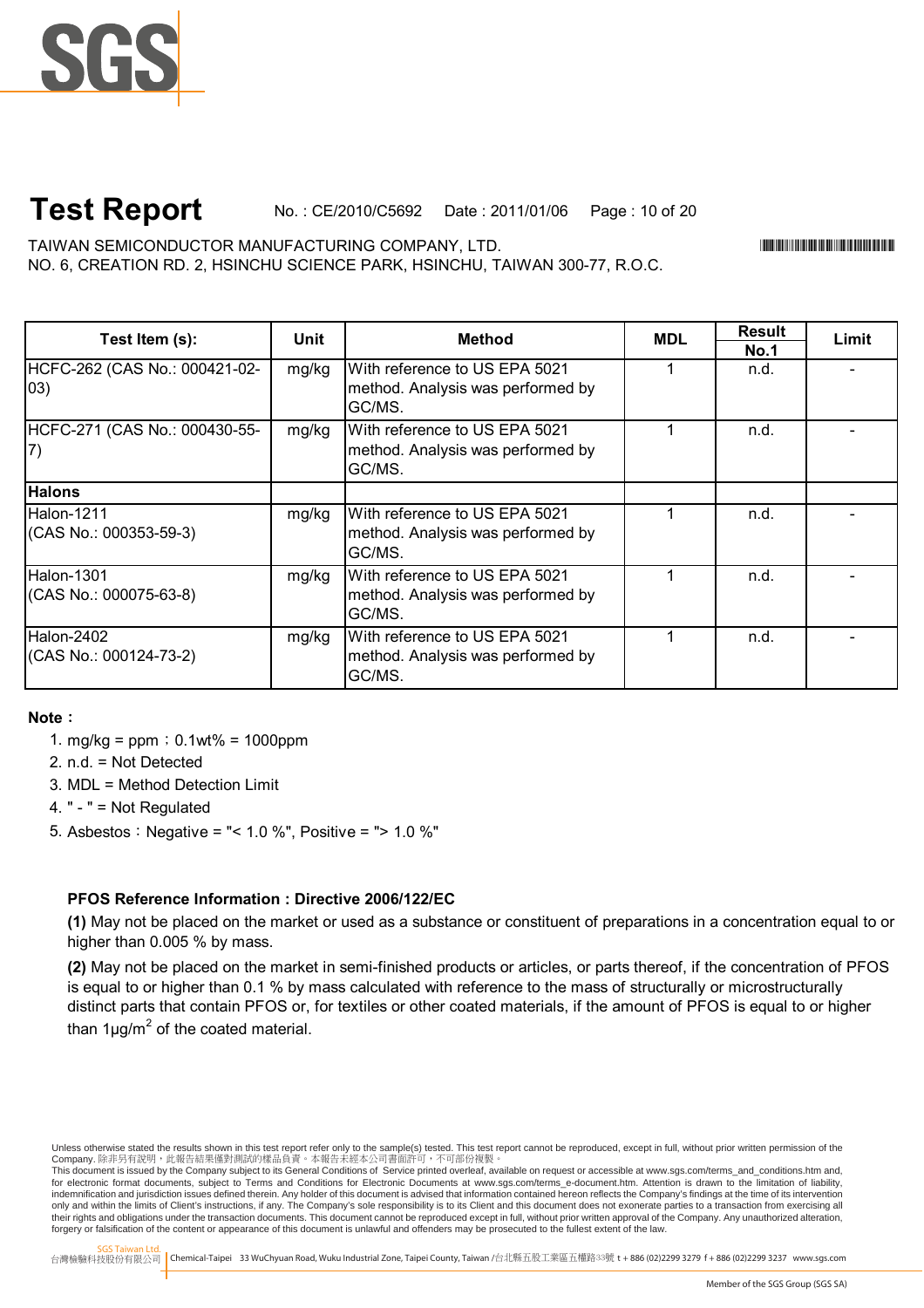# Test Report

No. : CE/2010/C5692 Date : 2011/01/06

TAIWAN SEMICONDUCTOR MANUFACTURING COMPANY, LTD.
NO. 6, CREATION RD. 2, HSINCHU SCIENCE PARK, HSINCHU, TAIWAN 300-77, R.O.C.

| Test Item (s): | Unit | Method | MDL | Result | Limit |
|---|---|---|---|---|---|
| | | | | No.1 | |
| HCFC-262 (CAS No.: 000421-02-03) | mg/kg | With reference to US EPA 5021 method. Analysis was performed by GC/MS. | 1 | n.d. | - |
| HCFC-271 (CAS No.: 000430-55-7) | mg/kg | With reference to US EPA 5021 method. Analysis was performed by GC/MS. | 1 | n.d. | - |
| **Halons** | | | | | |
| Halon-1211 (CAS No.: 000353-59-3) | mg/kg | With reference to US EPA 5021 method. Analysis was performed by GC/MS. | 1 | n.d. | - |
| Halon-1301 (CAS No.: 000075-63-8) | mg/kg | With reference to US EPA 5021 method. Analysis was performed by GC/MS. | 1 | n.d. | - |
| Halon-2402 (CAS No.: 000124-73-2) | mg/kg | With reference to US EPA 5021 method. Analysis was performed by GC/MS. | 1 | n.d. | - |

**Note：**

1. mg/kg = ppm；0.1wt% = 1000ppm
2. n.d. = Not Detected
3. MDL = Method Detection Limit
4. " - " = Not Regulated
5. Asbestos：Negative = "< 1.0 %", Positive = "> 1.0 %"

**PFOS Reference Information : Directive 2006/122/EC**

**(1)** May not be placed on the market or used as a substance or constituent of preparations in a concentration equal to or higher than 0.005 % by mass.

**(2)** May not be placed on the market in semi-finished products or articles, or parts thereof, if the concentration of PFOS is equal to or higher than 0.1 % by mass calculated with reference to the mass of structurally or microstructurally distinct parts that contain PFOS or, for textiles or other coated materials, if the amount of PFOS is equal to or higher than 1μg/$m^2$ of the coated material.

Unless otherwise stated the results shown in this test report refer only to the sample(s) tested. This test report cannot be reproduced, except in full, without prior written permission of the Company. 除非另有說明，此報告結果僅對測試的樣品負責。本報告未經本公司書面許可，不可部份複製。
This document is issued by the Company subject to its General Conditions of Service printed overleaf, available on request or accessible at www.sgs.com/terms_and_conditions.htm and, for electronic format documents, subject to Terms and Conditions for Electronic Documents at www.sgs.com/terms_e-document.htm. Attention is drawn to the limitation of liability, indemnification and jurisdiction issues defined therein. Any holder of this document is advised that information contained hereon reflects the Company's findings at the time of its intervention only and within the limits of Client's instructions, if any. The Company's sole responsibility is to its Client and this document does not exonerate parties to a transaction from exercising all their rights and obligations under the transaction documents. This document cannot be reproduced except in full, without prior written approval of the Company. Any unauthorized alteration, forgery or falsification of the content or appearance of this document is unlawful and offenders may be prosecuted to the fullest extent of the law.

SGS Taiwan Ltd. 台灣檢驗科技股份有限公司 | Chemical-Taipei 33 WuChyuan Road, Wuku Industrial Zone, Taipei County, Taiwan /台北縣五股工業區五權路33號 t + 886 (02)2299 3279 f + 886 (02)2299 3237 www.sgs.com

Member of the SGS Group (SGS SA)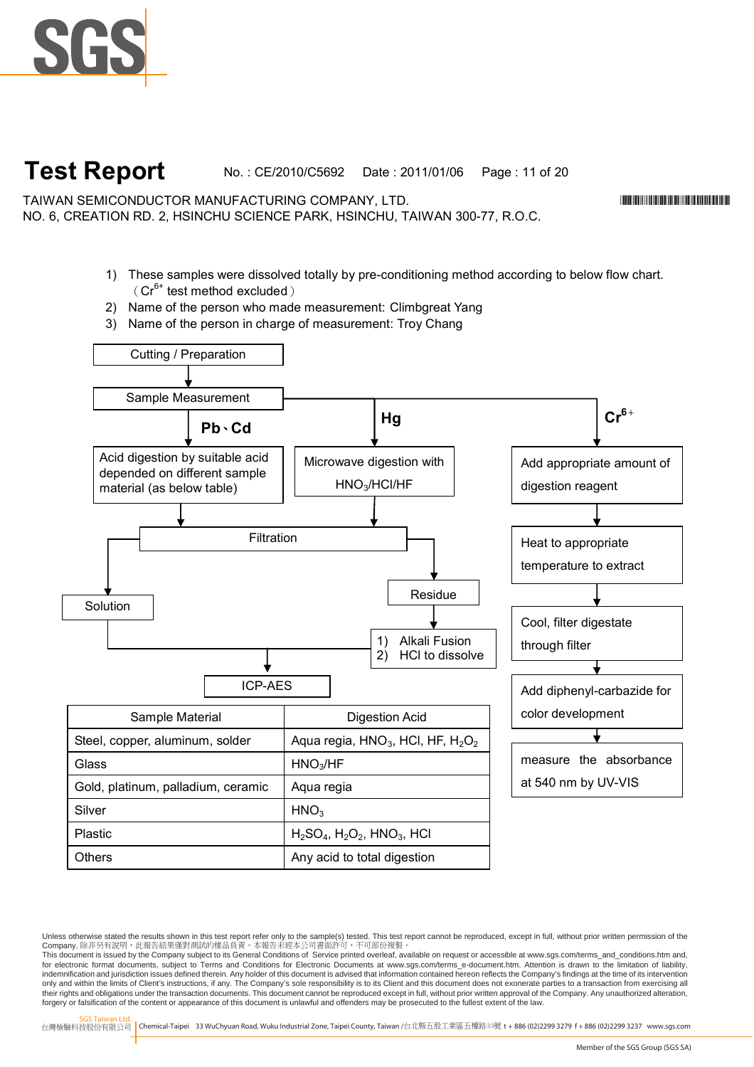# Test Report

No. : CE/2010/C5692 Date : 2011/01/06

TAIWAN SEMICONDUCTOR MANUFACTURING COMPANY, LTD.
NO. 6, CREATION RD. 2, HSINCHU SCIENCE PARK, HSINCHU, TAIWAN 300-77, R.O.C.

1) These samples were dissolved totally by pre-conditioning method according to below flow chart.
（$Cr^{6+}$ test method excluded）
2) Name of the person who made measurement: Climbgreat Yang
3) Name of the person in charge of measurement: Troy Chang

Cutting / Preparation

Sample Measurement

**Pb、Cd**

Acid digestion by suitable acid depended on different sample material (as below table)

**Hg**

Microwave digestion with $HNO_3$/HCl/HF

Filtration

Solution

Residue

1) Alkali Fusion
2) HCl to dissolve

ICP-AES

**$Cr^{6+}$**

Add appropriate amount of digestion reagent

Heat to appropriate temperature to extract

Cool, filter digestate through filter

Add diphenyl-carbazide for color development

measure the absorbance at 540 nm by UV-VIS

| Sample Material | Digestion Acid |
|---|---|
| Steel, copper, aluminum, solder | Aqua regia, $HNO_3$, HCl, HF, $H_2O_2$ |
| Glass | $HNO_3$/HF |
| Gold, platinum, palladium, ceramic | Aqua regia |
| Silver | $HNO_3$ |
| Plastic | $H_2SO_4$, $H_2O_2$, $HNO_3$, HCl |
| Others | Any acid to total digestion |

Unless otherwise stated the results shown in this test report refer only to the sample(s) tested. This test report cannot be reproduced, except in full, without prior written permission of the Company. 除非另有說明，此報告結果僅對測試的樣品負責。本報告未經本公司書面許可，不可部份複製。
This document is issued by the Company subject to its General Conditions of Service printed overleaf, available on request or accessible at www.sgs.com/terms_and_conditions.htm and, for electronic format documents, subject to Terms and Conditions for Electronic Documents at www.sgs.com/terms_e-document.htm. Attention is drawn to the limitation of liability, indemnification and jurisdiction issues defined therein. Any holder of this document is advised that information contained hereon reflects the Company's findings at the time of its intervention only and within the limits of Client's instructions, if any. The Company's sole responsibility is to its Client and this document does not exonerate parties to a transaction from exercising all their rights and obligations under the transaction documents. This document cannot be reproduced except in full, without prior written approval of the Company. Any unauthorized alteration, forgery or falsification of the content or appearance of this document is unlawful and offenders may be prosecuted to the fullest extent of the law.

SGS Taiwan Ltd.
台灣檢驗科技股份有限公司 | Chemical-Taipei 33 WuChyuan Road, Wuku Industrial Zone, Taipei County, Taiwan /台北縣五股工業區五權路33號 t + 886 (02)2299 3279 f + 886 (02)2299 3237 www.sgs.com

Member of the SGS Group (SGS SA)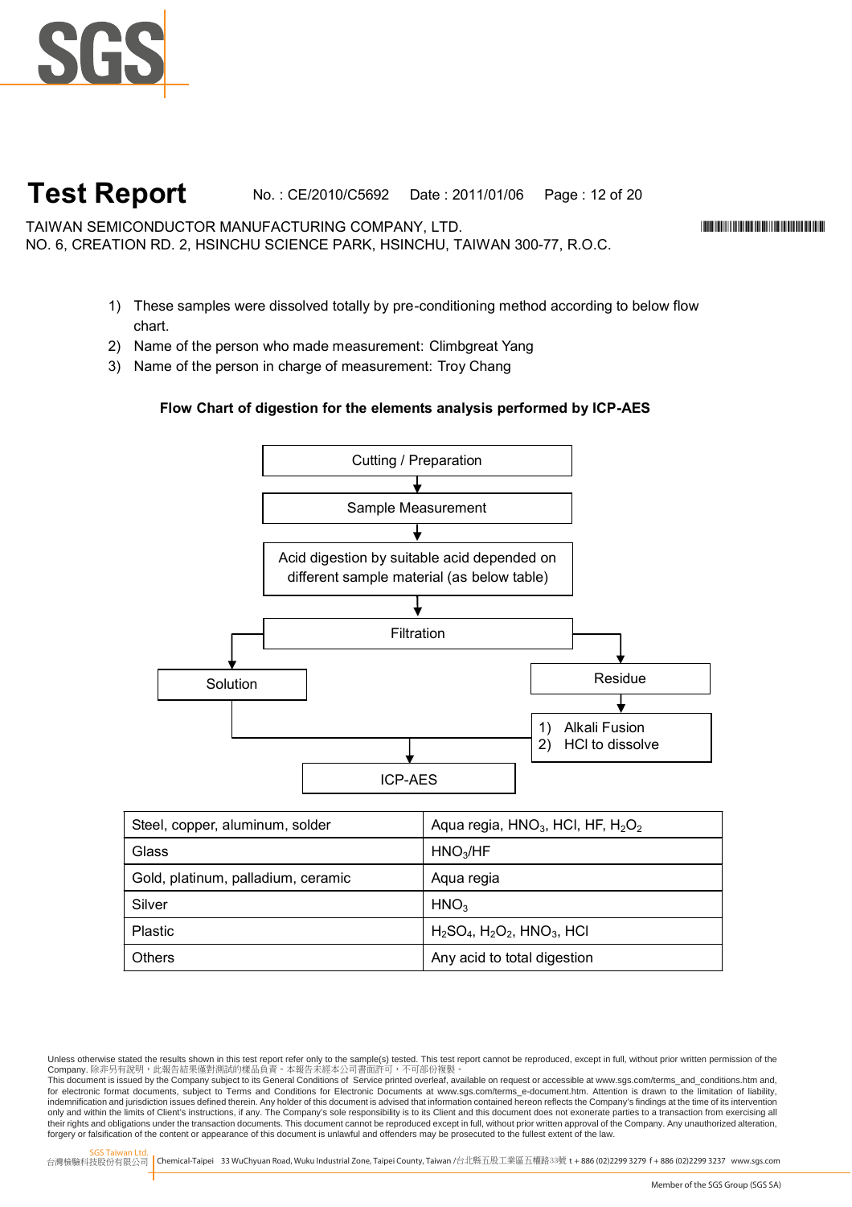# Test Report

No. : CE/2010/C5692 Date : 2011/01/06

TAIWAN SEMICONDUCTOR MANUFACTURING COMPANY, LTD.
NO. 6, CREATION RD. 2, HSINCHU SCIENCE PARK, HSINCHU, TAIWAN 300-77, R.O.C.

1) These samples were dissolved totally by pre-conditioning method according to below flow chart.
2) Name of the person who made measurement: Climbgreat Yang
3) Name of the person in charge of measurement: Troy Chang

**Flow Chart of digestion for the elements analysis performed by ICP-AES**

Cutting / Preparation
↓
Sample Measurement
↓
Acid digestion by suitable acid depended on different sample material (as below table)
↓
Filtration
→ Solution → ICP-AES
→ Residue → 1) Alkali Fusion 2) HCl to dissolve → ICP-AES

| Steel, copper, aluminum, solder | Aqua regia, $HNO_3$, HCl, HF, $H_2O_2$ |
|---|---|
| Glass | $HNO_3$/HF |
| Gold, platinum, palladium, ceramic | Aqua regia |
| Silver | $HNO_3$ |
| Plastic | $H_2SO_4$, $H_2O_2$, $HNO_3$, HCl |
| Others | Any acid to total digestion |

Unless otherwise stated the results shown in this test report refer only to the sample(s) tested. This test report cannot be reproduced, except in full, without prior written permission of the Company. 除非另有說明，此報告結果僅對測試的樣品負責。本報告未經本公司書面許可，不可部份複製。
This document is issued by the Company subject to its General Conditions of Service printed overleaf, available on request or accessible at www.sgs.com/terms_and_conditions.htm and, for electronic format documents, subject to Terms and Conditions for Electronic Documents at www.sgs.com/terms_e-document.htm. Attention is drawn to the limitation of liability, indemnification and jurisdiction issues defined therein. Any holder of this document is advised that information contained hereon reflects the Company's findings at the time of its intervention only and within the limits of Client's instructions, if any. The Company's sole responsibility is to its Client and this document does not exonerate parties to a transaction from exercising all their rights and obligations under the transaction documents. This document cannot be reproduced except in full, without prior written approval of the Company. Any unauthorized alteration, forgery or falsification of the content or appearance of this document is unlawful and offenders may be prosecuted to the fullest extent of the law.

SGS Taiwan Ltd. 台灣檢驗科技股份有限公司 | Chemical-Taipei 33 WuChyuan Road, Wuku Industrial Zone, Taipei County, Taiwan /台北縣五股工業區五權路33號 t + 886 (02)2299 3279 f + 886 (02)2299 3237 www.sgs.com

Member of the SGS Group (SGS SA)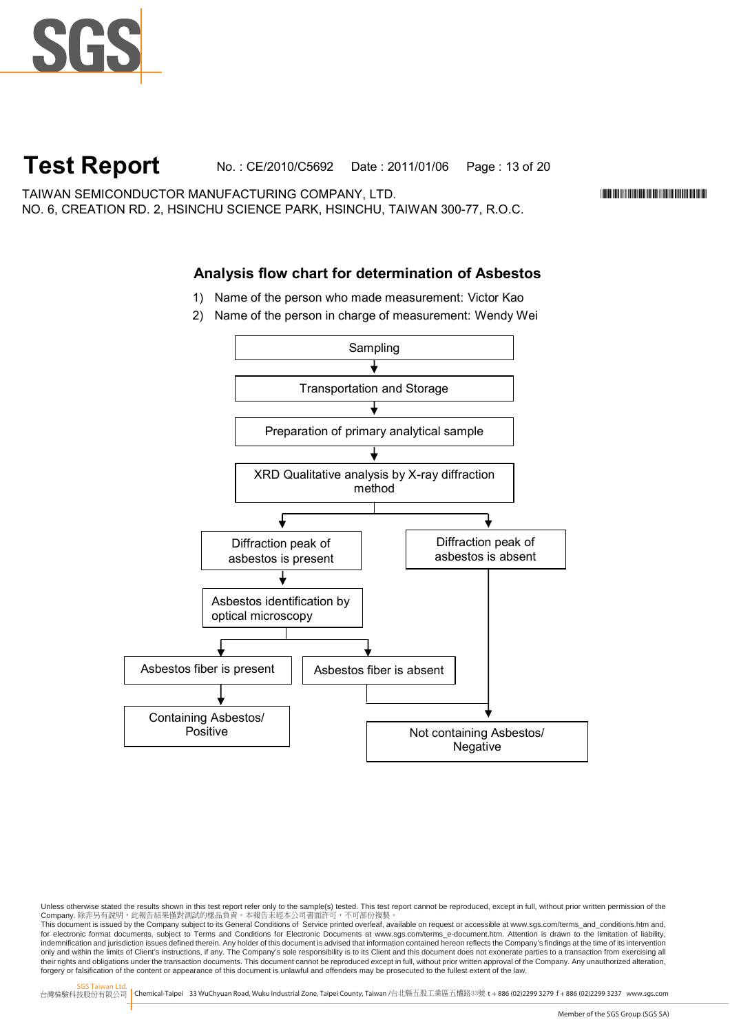# Test Report

No. : CE/2010/C5692 Date : 2011/01/06

TAIWAN SEMICONDUCTOR MANUFACTURING COMPANY, LTD.
NO. 6, CREATION RD. 2, HSINCHU SCIENCE PARK, HSINCHU, TAIWAN 300-77, R.O.C.

## Analysis flow chart for determination of Asbestos

1) Name of the person who made measurement: Victor Kao
2) Name of the person in charge of measurement: Wendy Wei

Sampling
↓
Transportation and Storage
↓
Preparation of primary analytical sample
↓
XRD Qualitative analysis by X-ray diffraction method

- → Diffraction peak of asbestos is present
  - ↓ Asbestos identification by optical microscopy
    - → Asbestos fiber is present
      - ↓ Containing Asbestos/ Positive
    - → Asbestos fiber is absent
      - ↓ Not containing Asbestos/ Negative
- → Diffraction peak of asbestos is absent
  - ↓ Not containing Asbestos/ Negative

Unless otherwise stated the results shown in this test report refer only to the sample(s) tested. This test report cannot be reproduced, except in full, without prior written permission of the Company. 除非另有說明，此報告結果僅對測試的樣品負責。本報告未經本公司書面許可，不可部份複製。
This document is issued by the Company subject to its General Conditions of Service printed overleaf, available on request or accessible at www.sgs.com/terms_and_conditions.htm and, for electronic format documents, subject to Terms and Conditions for Electronic Documents at www.sgs.com/terms_e-document.htm. Attention is drawn to the limitation of liability, indemnification and jurisdiction issues defined therein. Any holder of this document is advised that information contained hereon reflects the Company's findings at the time of its intervention only and within the limits of Client's instructions, if any. The Company's sole responsibility is to its Client and this document does not exonerate parties to a transaction from exercising all their rights and obligations under the transaction documents. This document cannot be reproduced except in full, without prior written approval of the Company. Any unauthorized alteration, forgery or falsification of the content or appearance of this document is unlawful and offenders may be prosecuted to the fullest extent of the law.

SGS Taiwan Ltd.
台灣檢驗科技股份有限公司 | Chemical-Taipei 33 WuChyuan Road, Wuku Industrial Zone, Taipei County, Taiwan /台北縣五股工業區五權路33號 t + 886 (02)2299 3279 f + 886 (02)2299 3237 www.sgs.com

Member of the SGS Group (SGS SA)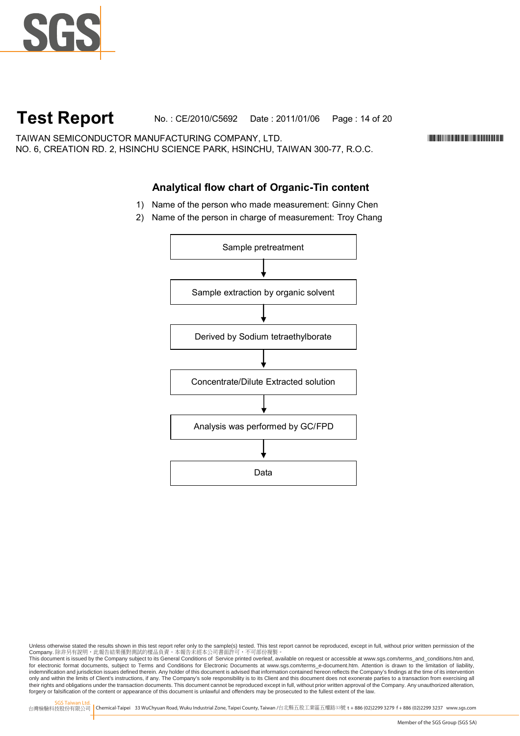# Test Report

No. : CE/2010/C5692 Date : 2011/01/06

TAIWAN SEMICONDUCTOR MANUFACTURING COMPANY, LTD.
NO. 6, CREATION RD. 2, HSINCHU SCIENCE PARK, HSINCHU, TAIWAN 300-77, R.O.C.

## Analytical flow chart of Organic-Tin content

1) Name of the person who made measurement: Ginny Chen
2) Name of the person in charge of measurement: Troy Chang

Sample pretreatment

↓

Sample extraction by organic solvent

↓

Derived by Sodium tetraethylborate

↓

Concentrate/Dilute Extracted solution

↓

Analysis was performed by GC/FPD

↓

Data

Unless otherwise stated the results shown in this test report refer only to the sample(s) tested. This test report cannot be reproduced, except in full, without prior written permission of the Company. 除非另有說明，此報告結果僅對測試的樣品負責。本報告未經本公司書面許可，不可部份複製。
This document is issued by the Company subject to its General Conditions of Service printed overleaf, available on request or accessible at www.sgs.com/terms_and_conditions.htm and, for electronic format documents, subject to Terms and Conditions for Electronic Documents at www.sgs.com/terms_e-document.htm. Attention is drawn to the limitation of liability, indemnification and jurisdiction issues defined therein. Any holder of this document is advised that information contained hereon reflects the Company's findings at the time of its intervention only and within the limits of Client's instructions, if any. The Company's sole responsibility is to its Client and this document does not exonerate parties to a transaction from exercising all their rights and obligations under the transaction documents. This document cannot be reproduced except in full, without prior written approval of the Company. Any unauthorized alteration, forgery or falsification of the content or appearance of this document is unlawful and offenders may be prosecuted to the fullest extent of the law.

SGS Taiwan Ltd. 台灣檢驗科技股份有限公司 | Chemical-Taipei 33 WuChyuan Road, Wuku Industrial Zone, Taipei County, Taiwan /台北縣五股工業區五權路33號 t + 886 (02)2299 3279 f + 886 (02)2299 3237 www.sgs.com

Member of the SGS Group (SGS SA)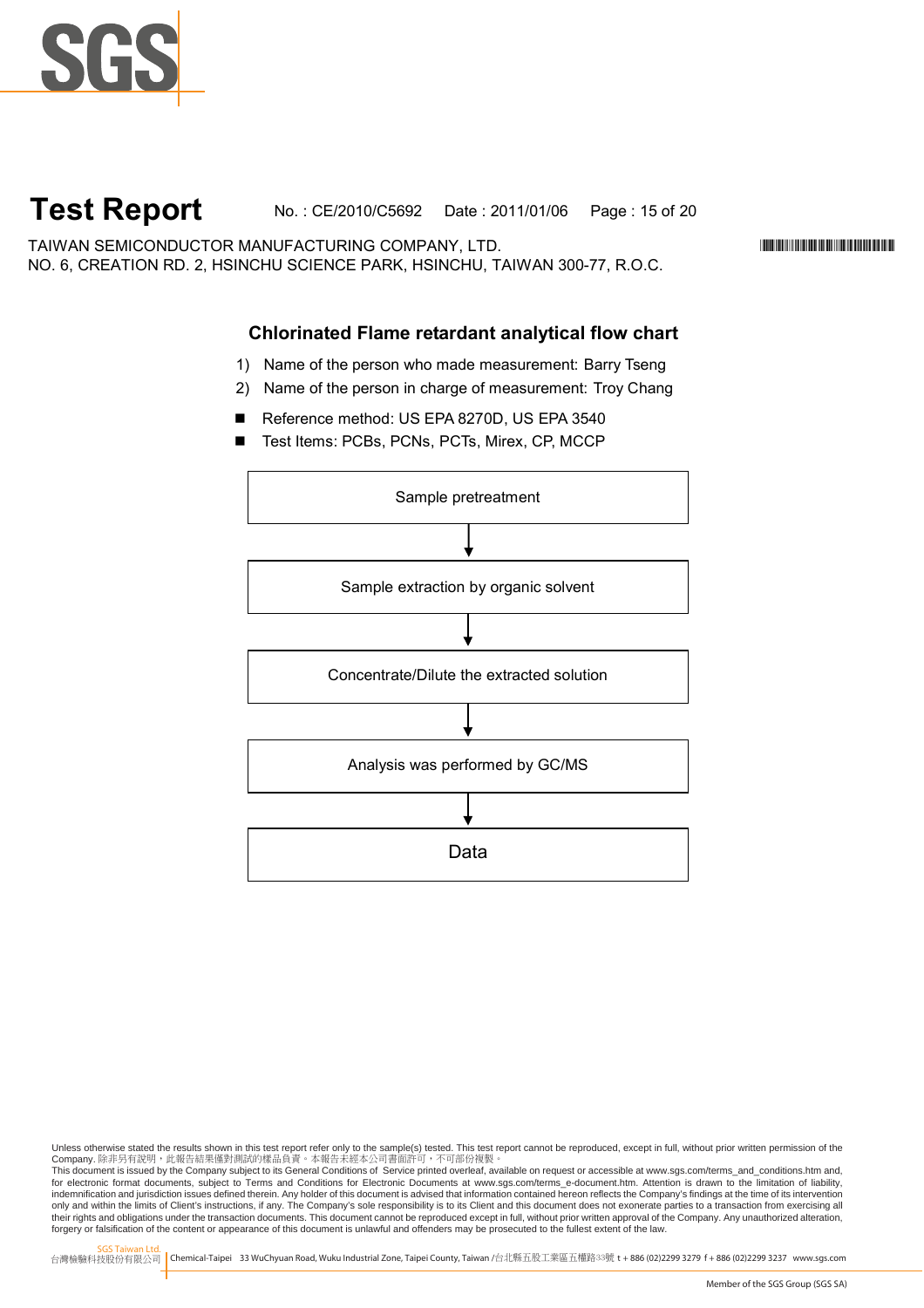# Test Report

No. : CE/2010/C5692 Date : 2011/01/06

TAIWAN SEMICONDUCTOR MANUFACTURING COMPANY, LTD.
NO. 6, CREATION RD. 2, HSINCHU SCIENCE PARK, HSINCHU, TAIWAN 300-77, R.O.C.

## Chlorinated Flame retardant analytical flow chart

1) Name of the person who made measurement: Barry Tseng
2) Name of the person in charge of measurement: Troy Chang

- Reference method: US EPA 8270D, US EPA 3540
- Test Items: PCBs, PCNs, PCTs, Mirex, CP, MCCP

Sample pretreatment

↓

Sample extraction by organic solvent

↓

Concentrate/Dilute the extracted solution

↓

Analysis was performed by GC/MS

↓

Data

Unless otherwise stated the results shown in this test report refer only to the sample(s) tested. This test report cannot be reproduced, except in full, without prior written permission of the Company. 除非另有說明，此報告結果僅對測試的樣品負責。本報告未經本公司書面許可，不可部份複製。
This document is issued by the Company subject to its General Conditions of Service printed overleaf, available on request or accessible at www.sgs.com/terms_and_conditions.htm and, for electronic format documents, subject to Terms and Conditions for Electronic Documents at www.sgs.com/terms_e-document.htm. Attention is drawn to the limitation of liability, indemnification and jurisdiction issues defined therein. Any holder of this document is advised that information contained hereon reflects the Company's findings at the time of its intervention only and within the limits of Client's instructions, if any. The Company's sole responsibility is to its Client and this document does not exonerate parties to a transaction from exercising all their rights and obligations under the transaction documents. This document cannot be reproduced except in full, without prior written approval of the Company. Any unauthorized alteration, forgery or falsification of the content or appearance of this document is unlawful and offenders may be prosecuted to the fullest extent of the law.

SGS Taiwan Ltd. 台灣檢驗科技股份有限公司 | Chemical-Taipei 33 WuChyuan Road, Wuku Industrial Zone, Taipei County, Taiwan /台北縣五股工業區五權路33號 t + 886 (02)2299 3279 f + 886 (02)2299 3237 www.sgs.com

Member of the SGS Group (SGS SA)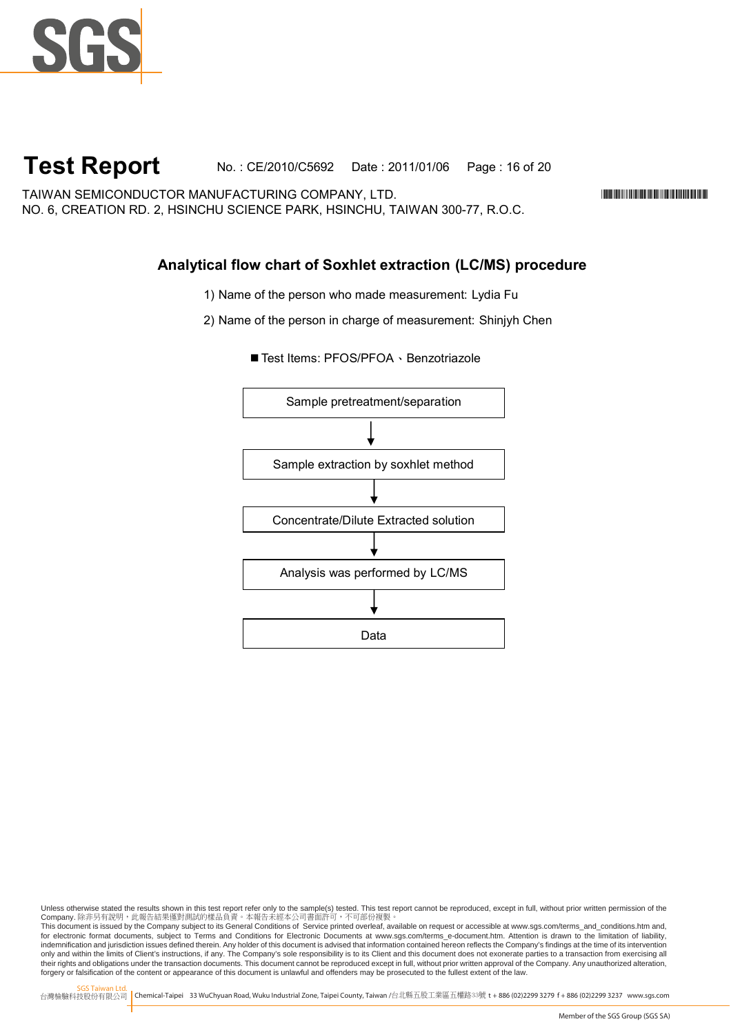# Test Report

No. : CE/2010/C5692 Date : 2011/01/06

TAIWAN SEMICONDUCTOR MANUFACTURING COMPANY, LTD.
NO. 6, CREATION RD. 2, HSINCHU SCIENCE PARK, HSINCHU, TAIWAN 300-77, R.O.C.

## Analytical flow chart of Soxhlet extraction (LC/MS) procedure

1) Name of the person who made measurement: Lydia Fu

2) Name of the person in charge of measurement: Shinjyh Chen

■ Test Items: PFOS/PFOA、Benzotriazole

Sample pretreatment/separation

↓

Sample extraction by soxhlet method

↓

Concentrate/Dilute Extracted solution

↓

Analysis was performed by LC/MS

↓

Data

Unless otherwise stated the results shown in this test report refer only to the sample(s) tested. This test report cannot be reproduced, except in full, without prior written permission of the Company. 除非另有說明，此報告結果僅對測試的樣品負責。本報告未經本公司書面許可，不可部份複製。
This document is issued by the Company subject to its General Conditions of Service printed overleaf, available on request or accessible at www.sgs.com/terms_and_conditions.htm and, for electronic format documents, subject to Terms and Conditions for Electronic Documents at www.sgs.com/terms_e-document.htm. Attention is drawn to the limitation of liability, indemnification and jurisdiction issues defined therein. Any holder of this document is advised that information contained hereon reflects the Company's findings at the time of its intervention only and within the limits of Client's instructions, if any. The Company's sole responsibility is to its Client and this document does not exonerate parties to a transaction from exercising all their rights and obligations under the transaction documents. This document cannot be reproduced except in full, without prior written approval of the Company. Any unauthorized alteration, forgery or falsification of the content or appearance of this document is unlawful and offenders may be prosecuted to the fullest extent of the law.

SGS Taiwan Ltd. 台灣檢驗科技股份有限公司 | Chemical-Taipei 33 WuChyuan Road, Wuku Industrial Zone, Taipei County, Taiwan /台北縣五股工業區五權路33號 t + 886 (02)2299 3279 f + 886 (02)2299 3237 www.sgs.com

Member of the SGS Group (SGS SA)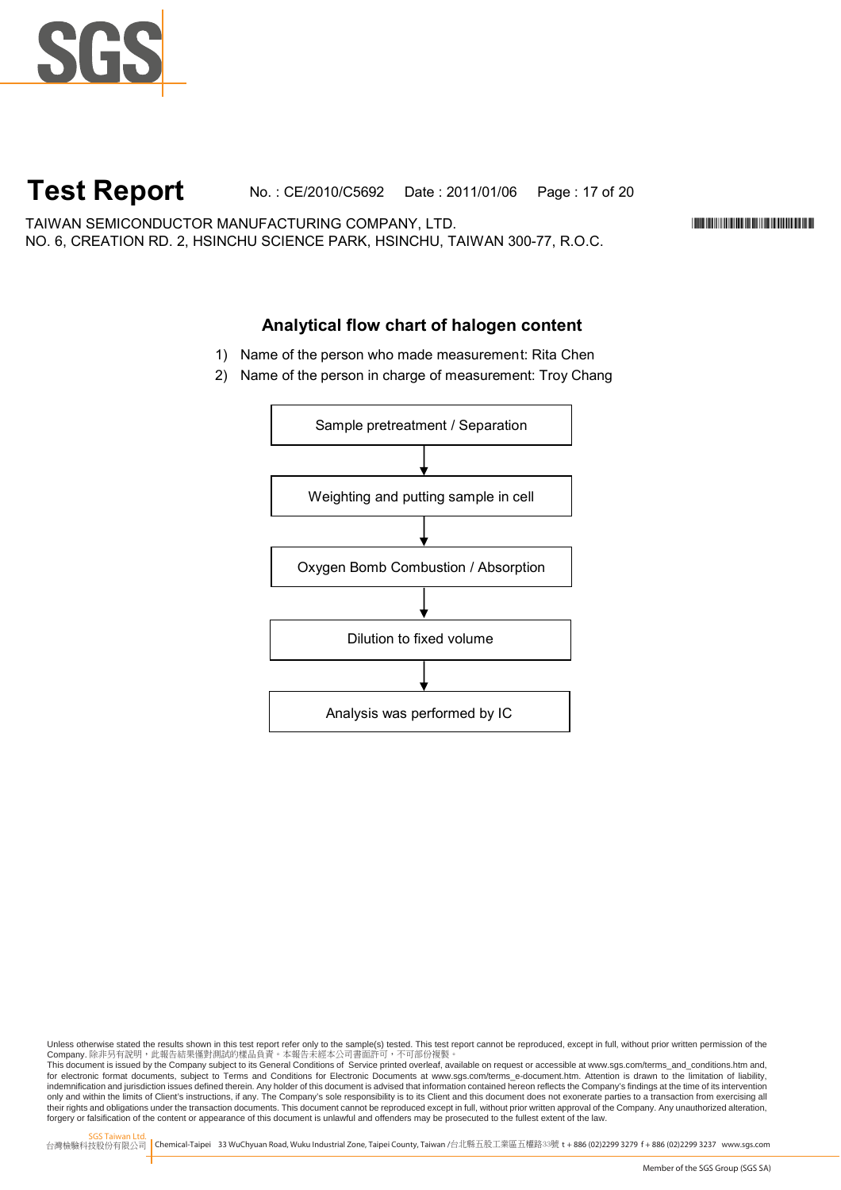# Test Report

No. : CE/2010/C5692 Date : 2011/01/06

TAIWAN SEMICONDUCTOR MANUFACTURING COMPANY, LTD.
NO. 6, CREATION RD. 2, HSINCHU SCIENCE PARK, HSINCHU, TAIWAN 300-77, R.O.C.

## Analytical flow chart of halogen content

1) Name of the person who made measurement: Rita Chen
2) Name of the person in charge of measurement: Troy Chang

Sample pretreatment / Separation

↓

Weighting and putting sample in cell

↓

Oxygen Bomb Combustion / Absorption

↓

Dilution to fixed volume

↓

Analysis was performed by IC

Unless otherwise stated the results shown in this test report refer only to the sample(s) tested. This test report cannot be reproduced, except in full, without prior written permission of the Company. 除非另有說明，此報告結果僅對測試的樣品負責。本報告未經本公司書面許可，不可部份複製。
This document is issued by the Company subject to its General Conditions of Service printed overleaf, available on request or accessible at www.sgs.com/terms_and_conditions.htm and, for electronic format documents, subject to Terms and Conditions for Electronic Documents at www.sgs.com/terms_e-document.htm. Attention is drawn to the limitation of liability, indemnification and jurisdiction issues defined therein. Any holder of this document is advised that information contained hereon reflects the Company's findings at the time of its intervention only and within the limits of Client's instructions, if any. The Company's sole responsibility is to its Client and this document does not exonerate parties to a transaction from exercising all their rights and obligations under the transaction documents. This document cannot be reproduced except in full, without prior written approval of the Company. Any unauthorized alteration, forgery or falsification of the content or appearance of this document is unlawful and offenders may be prosecuted to the fullest extent of the law.

SGS Taiwan Ltd. 台灣檢驗科技股份有限公司 | Chemical-Taipei 33 WuChyuan Road, Wuku Industrial Zone, Taipei County, Taiwan /台北縣五股工業區五權路33號 t + 886 (02)2299 3279 f + 886 (02)2299 3237 www.sgs.com

Member of the SGS Group (SGS SA)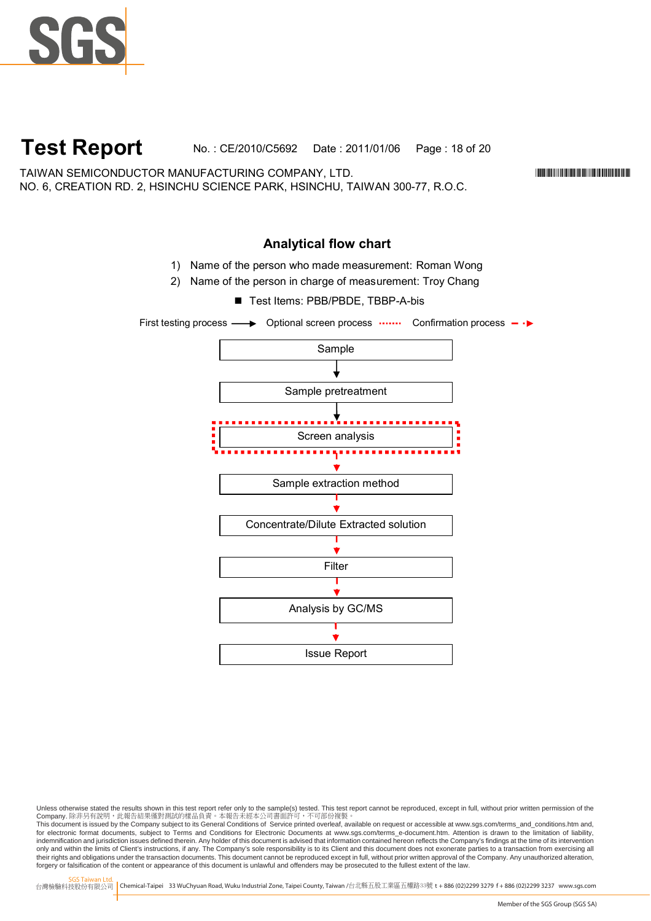# Test Report

No. : CE/2010/C5692 Date : 2011/01/06

TAIWAN SEMICONDUCTOR MANUFACTURING COMPANY, LTD.
NO. 6, CREATION RD. 2, HSINCHU SCIENCE PARK, HSINCHU, TAIWAN 300-77, R.O.C.

## Analytical flow chart

1) Name of the person who made measurement: Roman Wong
2) Name of the person in charge of measurement: Troy Chang

■ Test Items: PBB/PBDE, TBBP-A-bis

First testing process ——▶ Optional screen process ······· Confirmation process – ·▶

Sample
↓
Sample pretreatment
↓
Screen analysis
↓
Sample extraction method
↓
Concentrate/Dilute Extracted solution
↓
Filter
↓
Analysis by GC/MS
↓
Issue Report

Unless otherwise stated the results shown in this test report refer only to the sample(s) tested. This test report cannot be reproduced, except in full, without prior written permission of the Company. 除非另有說明，此報告結果僅對測試的樣品負責。本報告未經本公司書面許可，不可部份複製。
This document is issued by the Company subject to its General Conditions of Service printed overleaf, available on request or accessible at www.sgs.com/terms_and_conditions.htm and, for electronic format documents, subject to Terms and Conditions for Electronic Documents at www.sgs.com/terms_e-document.htm. Attention is drawn to the limitation of liability, indemnification and jurisdiction issues defined therein. Any holder of this document is advised that information contained hereon reflects the Company's findings at the time of its intervention only and within the limits of Client's instructions, if any. The Company's sole responsibility is to its Client and this document does not exonerate parties to a transaction from exercising all their rights and obligations under the transaction documents. This document cannot be reproduced except in full, without prior written approval of the Company. Any unauthorized alteration, forgery or falsification of the content or appearance of this document is unlawful and offenders may be prosecuted to the fullest extent of the law.

SGS Taiwan Ltd.
台灣檢驗科技股份有限公司 | Chemical-Taipei 33 WuChyuan Road, Wuku Industrial Zone, Taipei County, Taiwan /台北縣五股工業區五權路33號 t + 886 (02)2299 3279 f + 886 (02)2299 3237 www.sgs.com

Member of the SGS Group (SGS SA)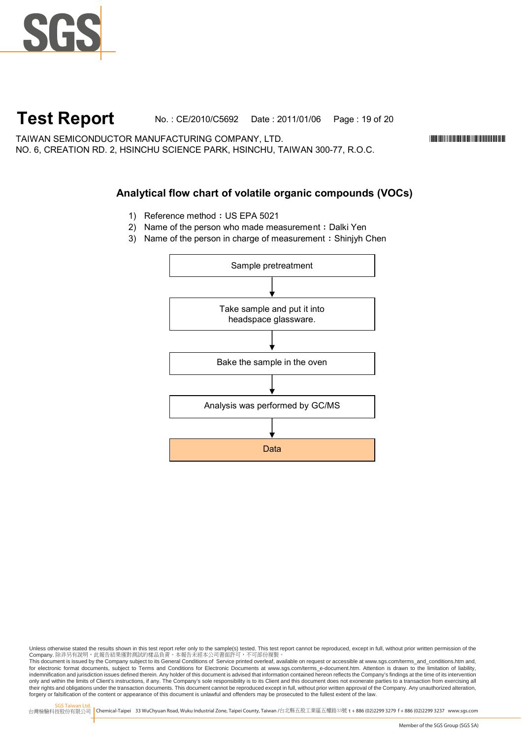# Test Report

No. : CE/2010/C5692 Date : 2011/01/06

TAIWAN SEMICONDUCTOR MANUFACTURING COMPANY, LTD.
NO. 6, CREATION RD. 2, HSINCHU SCIENCE PARK, HSINCHU, TAIWAN 300-77, R.O.C.

## Analytical flow chart of volatile organic compounds (VOCs)

1) Reference method：US EPA 5021
2) Name of the person who made measurement：Dalki Yen
3) Name of the person in charge of measurement：Shinjyh Chen

Sample pretreatment

↓

Take sample and put it into headspace glassware.

↓

Bake the sample in the oven

↓

Analysis was performed by GC/MS

↓

Data

Unless otherwise stated the results shown in this test report refer only to the sample(s) tested. This test report cannot be reproduced, except in full, without prior written permission of the Company. 除非另有說明，此報告結果僅對測試的樣品負責。本報告未經本公司書面許可，不可部份複製。
This document is issued by the Company subject to its General Conditions of Service printed overleaf, available on request or accessible at www.sgs.com/terms_and_conditions.htm and, for electronic format documents, subject to Terms and Conditions for Electronic Documents at www.sgs.com/terms_e-document.htm. Attention is drawn to the limitation of liability, indemnification and jurisdiction issues defined therein. Any holder of this document is advised that information contained hereon reflects the Company's findings at the time of its intervention only and within the limits of Client's instructions, if any. The Company's sole responsibility is to its Client and this document does not exonerate parties to a transaction from exercising all their rights and obligations under the transaction documents. This document cannot be reproduced except in full, without prior written approval of the Company. Any unauthorized alteration, forgery or falsification of the content or appearance of this document is unlawful and offenders may be prosecuted to the fullest extent of the law.

SGS Taiwan Ltd. 台灣檢驗科技股份有限公司 | Chemical-Taipei 33 WuChyuan Road, Wuku Industrial Zone, Taipei County, Taiwan /台北縣五股工業區五權路33號 t + 886 (02)2299 3279 f + 886 (02)2299 3237 www.sgs.com

Member of the SGS Group (SGS SA)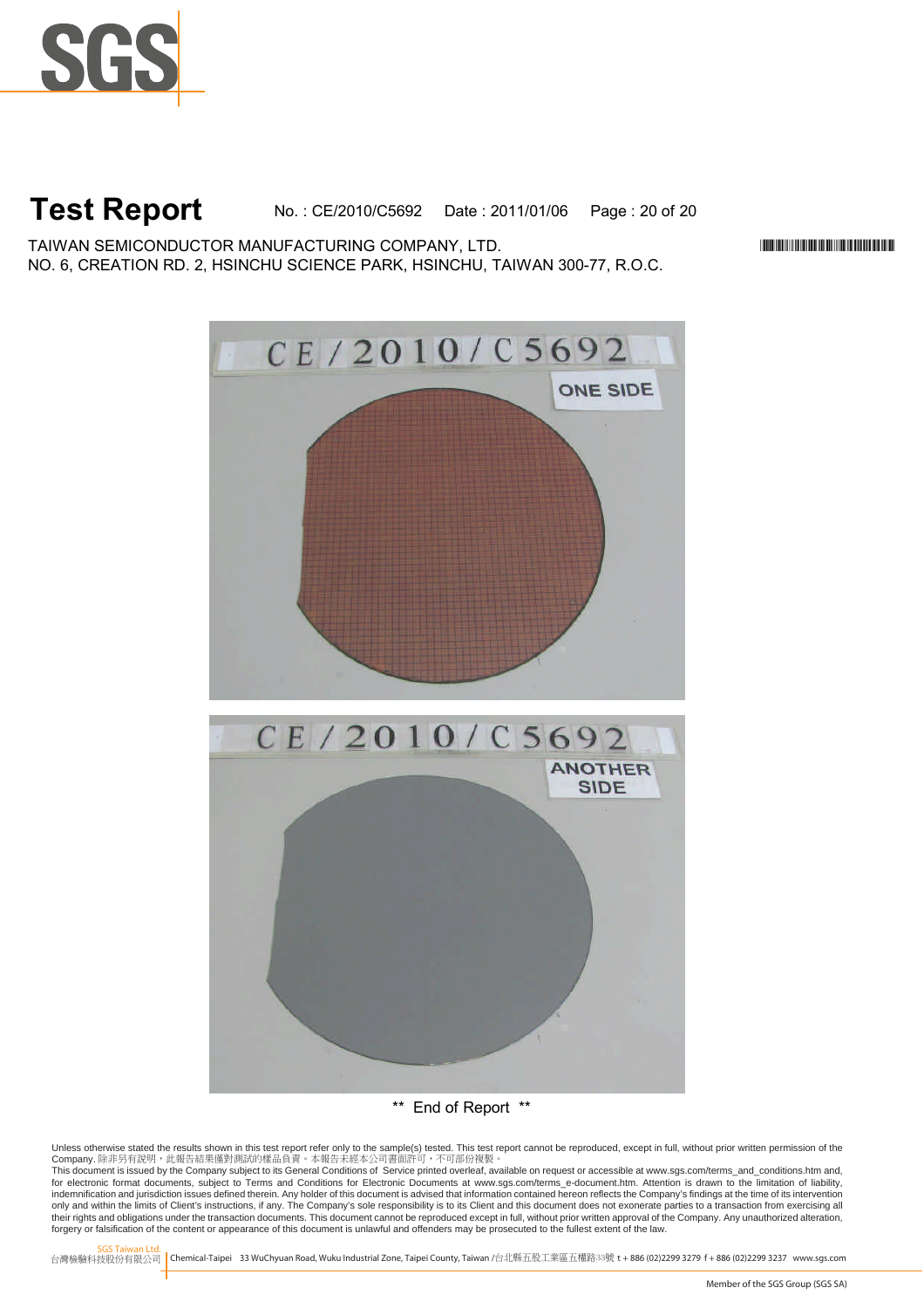# Test Report

No. : CE/2010/C5692 Date : 2011/01/06

TAIWAN SEMICONDUCTOR MANUFACTURING COMPANY, LTD.
NO. 6, CREATION RD. 2, HSINCHU SCIENCE PARK, HSINCHU, TAIWAN 300-77, R.O.C.

CE/2010/C5692
ONE SIDE

CE/2010/C5692
ANOTHER SIDE

** End of Report **

Unless otherwise stated the results shown in this test report refer only to the sample(s) tested. This test report cannot be reproduced, except in full, without prior written permission of the Company. 除非另有說明，此報告結果僅對測試的樣品負責。本報告未經本公司書面許可，不可部份複製。
This document is issued by the Company subject to its General Conditions of Service printed overleaf, available on request or accessible at www.sgs.com/terms_and_conditions.htm and, for electronic format documents, subject to Terms and Conditions for Electronic Documents at www.sgs.com/terms_e-document.htm. Attention is drawn to the limitation of liability, indemnification and jurisdiction issues defined therein. Any holder of this document is advised that information contained hereon reflects the Company's findings at the time of its intervention only and within the limits of Client's instructions, if any. The Company's sole responsibility is to its Client and this document does not exonerate parties to a transaction from exercising all their rights and obligations under the transaction documents. This document cannot be reproduced except in full, without prior written approval of the Company. Any unauthorized alteration, forgery or falsification of the content or appearance of this document is unlawful and offenders may be prosecuted to the fullest extent of the law.

SGS Taiwan Ltd.
台灣檢驗科技股份有限公司 | Chemical-Taipei 33 WuChyuan Road, Wuku Industrial Zone, Taipei County, Taiwan /台北縣五股工業區五權路33號 t + 886 (02)2299 3279 f + 886 (02)2299 3237 www.sgs.com

Member of the SGS Group (SGS SA)